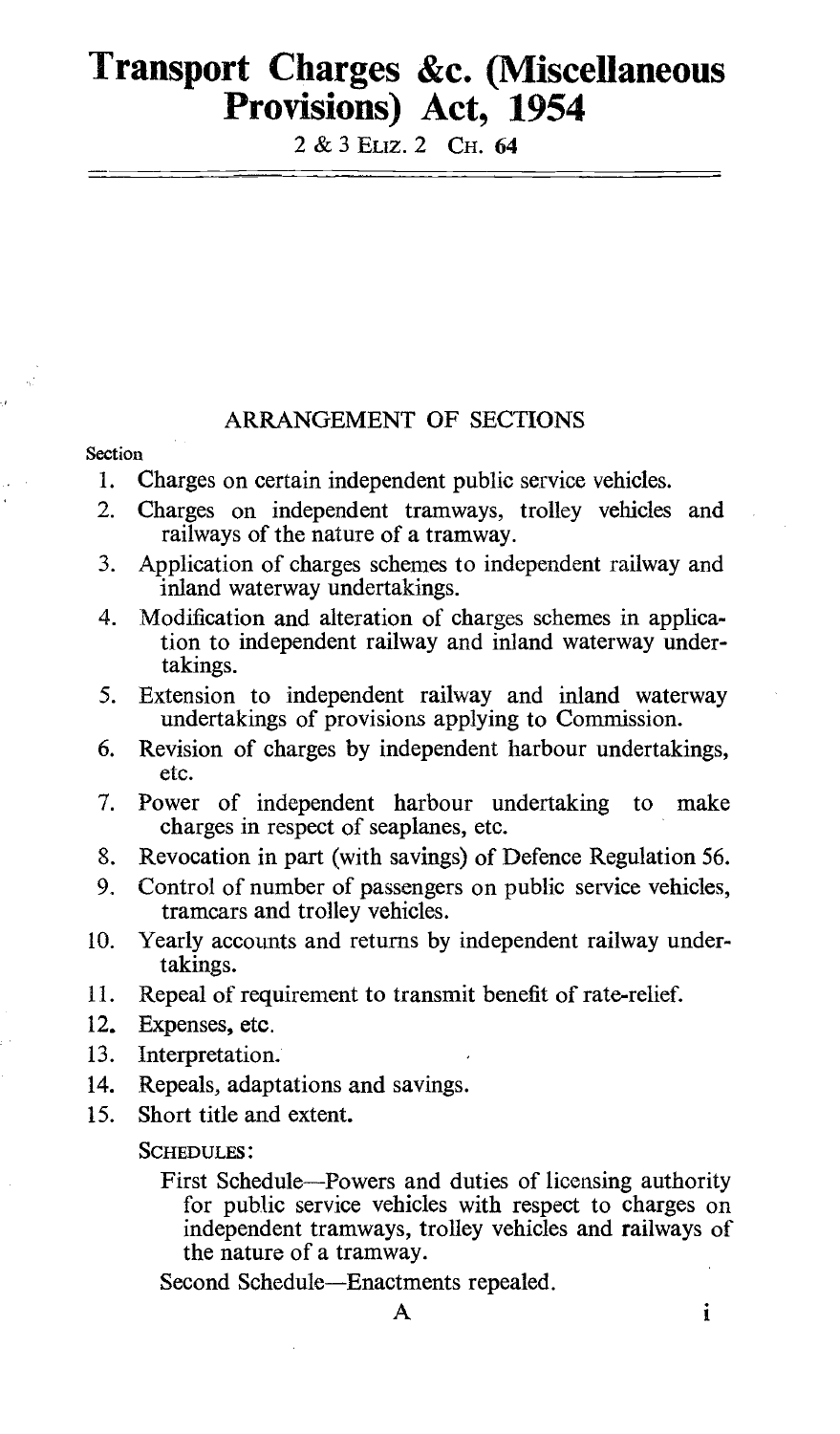# Transport Charges &c. (Miscellaneous Provisions) Act, 1954

2 & 3 ELIZ. 2 CH. 64

## ARRANGEMENT OF SECTIONS

Section

1. Charges on certain independent public service vehicles.
2. Charges on independent tramways, trolley vehicles and railways of the nature of a tramway.
3. Application of charges schemes to independent railway and inland waterway undertakings.
4. Modification and alteration of charges schemes in application to independent railway and inland waterway undertakings.
5. Extension to independent railway and inland waterway undertakings of provisions applying to Commission.
6. Revision of charges by independent harbour undertakings, etc.
7. Power of independent harbour undertaking to make charges in respect of seaplanes, etc.
8. Revocation in part (with savings) of Defence Regulation 56.
9. Control of number of passengers on public service vehicles, tramcars and trolley vehicles.
10. Yearly accounts and returns by independent railway undertakings.
11. Repeal of requirement to transmit benefit of rate-relief.
12. Expenses, etc.
13. Interpretation.
14. Repeals, adaptations and savings.
15. Short title and extent.

SCHEDULES:

First Schedule—Powers and duties of licensing authority for public service vehicles with respect to charges on independent tramways, trolley vehicles and railways of the nature of a tramway.

Second Schedule—Enactments repealed.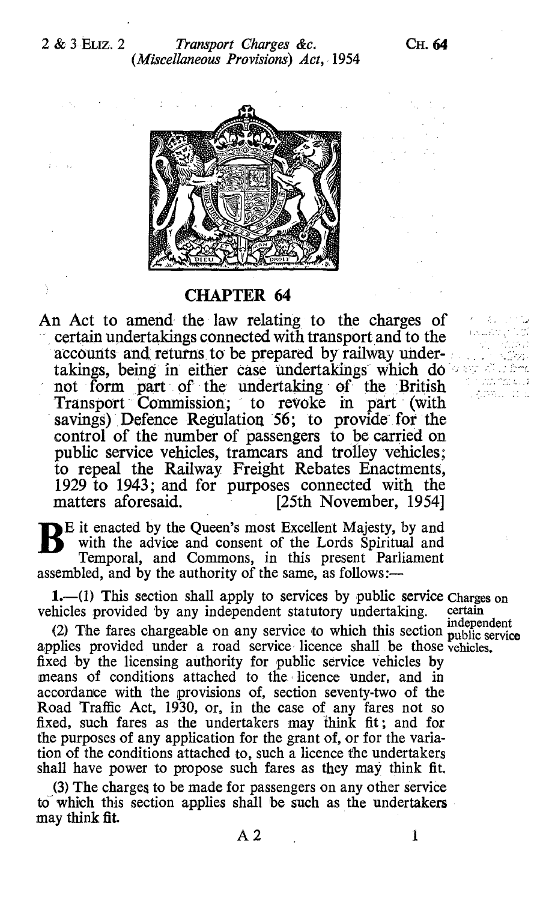# CHAPTER 64

An Act to amend the law relating to the charges of certain undertakings connected with transport and to the accounts and returns to be prepared by railway undertakings, being in either case undertakings which do not form part of the undertaking of the British Transport Commission; to revoke in part (with savings) Defence Regulation 56; to provide for the control of the number of passengers to be carried on public service vehicles, tramcars and trolley vehicles; to repeal the Railway Freight Rebates Enactments, 1929 to 1943; and for purposes connected with the matters aforesaid. [25th November, 1954]

BE it enacted by the Queen's most Excellent Majesty, by and with the advice and consent of the Lords Spiritual and Temporal, and Commons, in this present Parliament assembled, and by the authority of the same, as follows:—

*Charges on certain independent public service vehicles.*

**1.**—(1) This section shall apply to services by public service vehicles provided by any independent statutory undertaking.

(2) The fares chargeable on any service to which this section applies provided under a road service licence shall be those fixed by the licensing authority for public service vehicles by means of conditions attached to the licence under, and in accordance with the provisions of, section seventy-two of the Road Traffic Act, 1930, or, in the case of any fares not so fixed, such fares as the undertakers may think fit; and for the purposes of any application for the grant of, or for the variation of the conditions attached to, such a licence the undertakers shall have power to propose such fares as they may think fit.

(3) The charges to be made for passengers on any other service to which this section applies shall be such as the undertakers may think fit.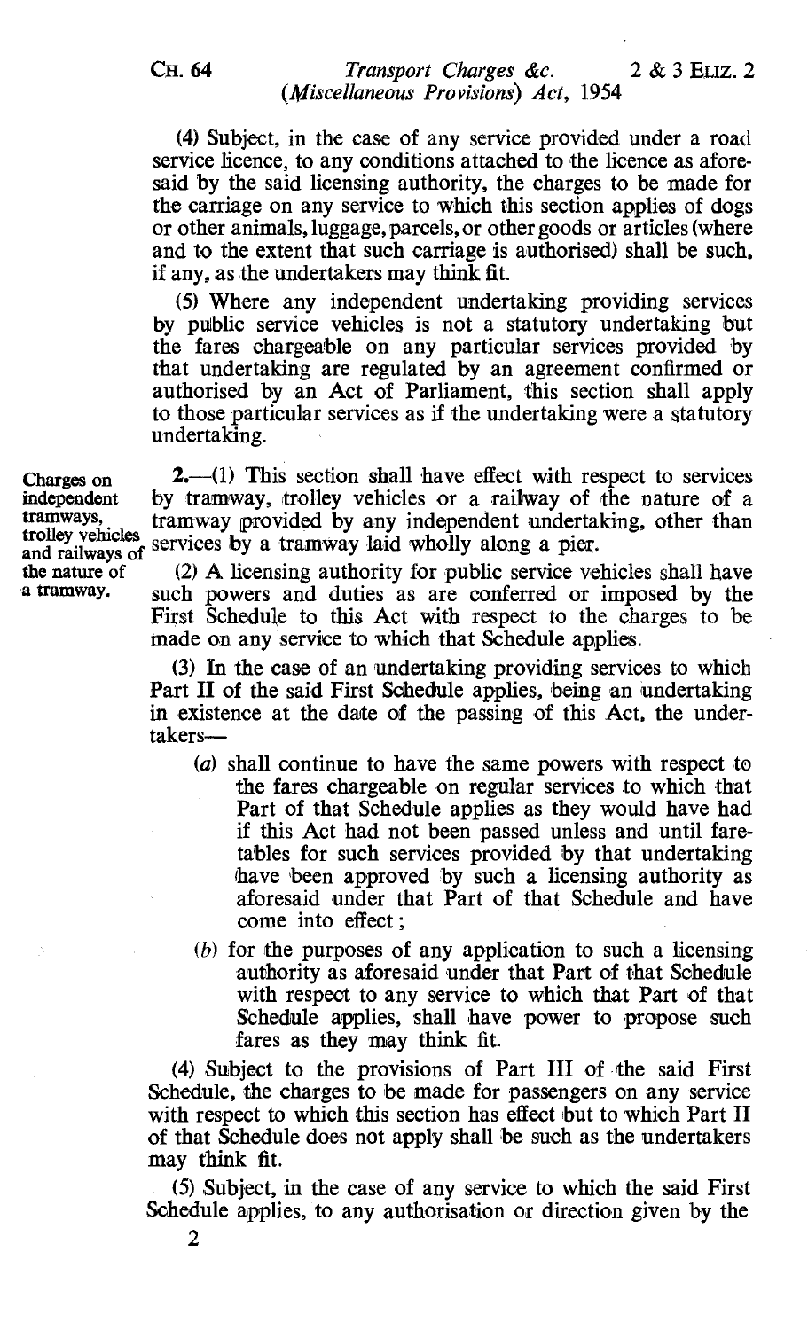(4) Subject, in the case of any service provided under a road service licence, to any conditions attached to the licence as aforesaid by the said licensing authority, the charges to be made for the carriage on any service to which this section applies of dogs or other animals, luggage, parcels, or other goods or articles (where and to the extent that such carriage is authorised) shall be such, if any, as the undertakers may think fit.

(5) Where any independent undertaking providing services by public service vehicles is not a statutory undertaking but the fares chargeable on any particular services provided by that undertaking are regulated by an agreement confirmed or authorised by an Act of Parliament, this section shall apply to those particular services as if the undertaking were a statutory undertaking.

Charges on independent tramways, trolley vehicles and railways of the nature of a tramway.

**2.**—(1) This section shall have effect with respect to services by tramway, trolley vehicles or a railway of the nature of a tramway provided by any independent undertaking, other than services by a tramway laid wholly along a pier.

(2) A licensing authority for public service vehicles shall have such powers and duties as are conferred or imposed by the First Schedule to this Act with respect to the charges to be made on any service to which that Schedule applies.

(3) In the case of an undertaking providing services to which Part II of the said First Schedule applies, being an undertaking in existence at the date of the passing of this Act, the undertakers—

(a) shall continue to have the same powers with respect to the fares chargeable on regular services to which that Part of that Schedule applies as they would have had if this Act had not been passed unless and until fare-tables for such services provided by that undertaking have been approved by such a licensing authority as aforesaid under that Part of that Schedule and have come into effect;

(b) for the purposes of any application to such a licensing authority as aforesaid under that Part of that Schedule with respect to any service to which that Part of that Schedule applies, shall have power to propose such fares as they may think fit.

(4) Subject to the provisions of Part III of the said First Schedule, the charges to be made for passengers on any service with respect to which this section has effect but to which Part II of that Schedule does not apply shall be such as the undertakers may think fit.

(5) Subject, in the case of any service to which the said First Schedule applies, to any authorisation or direction given by the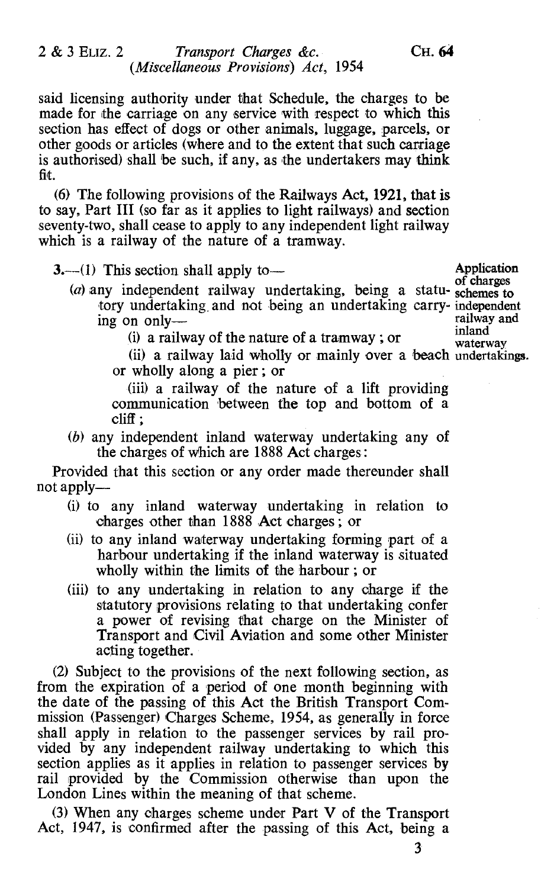said licensing authority under that Schedule, the charges to be made for the carriage on any service with respect to which this section has effect of dogs or other animals, luggage, parcels, or other goods or articles (where and to the extent that such carriage is authorised) shall be such, if any, as the undertakers may think fit.

(6) The following provisions of the Railways Act, 1921, that is to say, Part III (so far as it applies to light railways) and section seventy-two, shall cease to apply to any independent light railway which is a railway of the nature of a tramway.

Application of charges schemes to independent railway and inland waterway undertakings.

3.—(1) This section shall apply to—

(a) any independent railway undertaking, being a statutory undertaking and not being an undertaking carrying on only—

(i) a railway of the nature of a tramway; or

(ii) a railway laid wholly or mainly over a beach or wholly along a pier; or

(iii) a railway of the nature of a lift providing communication between the top and bottom of a cliff;

(b) any independent inland waterway undertaking any of the charges of which are 1888 Act charges:

Provided that this section or any order made thereunder shall not apply—

(i) to any inland waterway undertaking in relation to charges other than 1888 Act charges; or

(ii) to any inland waterway undertaking forming part of a harbour undertaking if the inland waterway is situated wholly within the limits of the harbour; or

(iii) to any undertaking in relation to any charge if the statutory provisions relating to that undertaking confer a power of revising that charge on the Minister of Transport and Civil Aviation and some other Minister acting together.

(2) Subject to the provisions of the next following section, as from the expiration of a period of one month beginning with the date of the passing of this Act the British Transport Commission (Passenger) Charges Scheme, 1954, as generally in force shall apply in relation to the passenger services by rail provided by any independent railway undertaking to which this section applies as it applies in relation to passenger services by rail provided by the Commission otherwise than upon the London Lines within the meaning of that scheme.

(3) When any charges scheme under Part V of the Transport Act, 1947, is confirmed after the passing of this Act, being a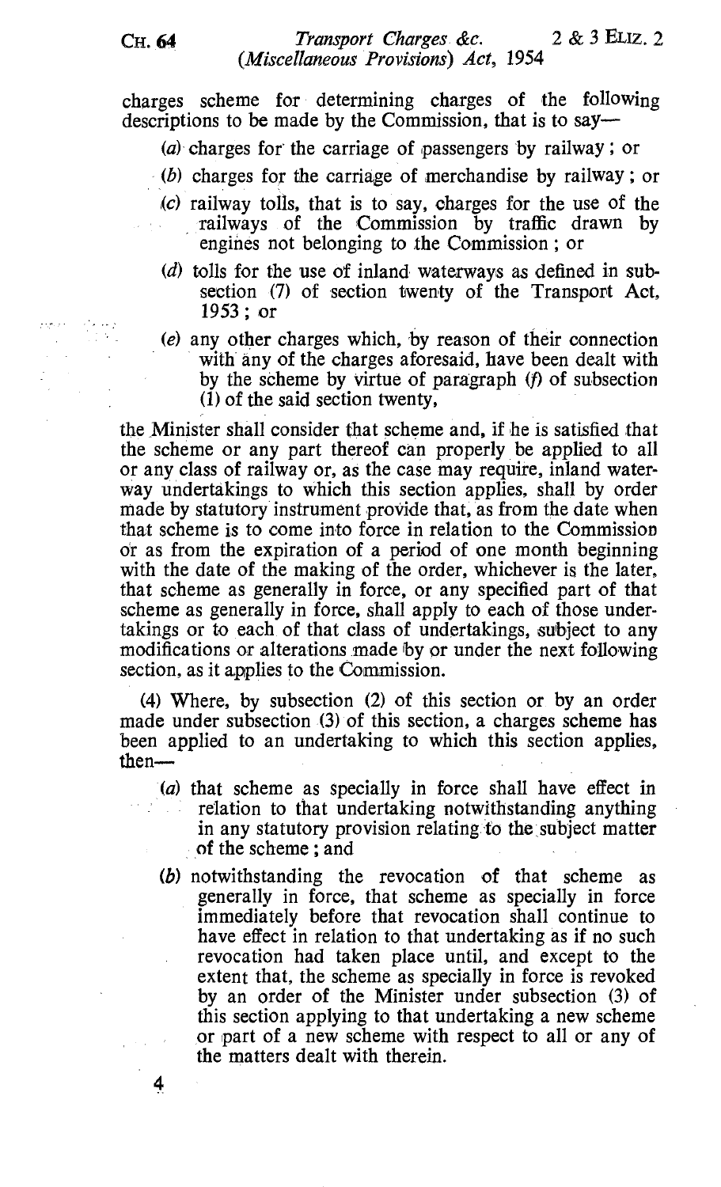charges scheme for determining charges of the following descriptions to be made by the Commission, that is to say—

(a) charges for the carriage of passengers by railway; or

(b) charges for the carriage of merchandise by railway; or

(c) railway tolls, that is to say, charges for the use of the railways of the Commission by traffic drawn by engines not belonging to the Commission; or

(d) tolls for the use of inland waterways as defined in subsection (7) of section twenty of the Transport Act, 1953; or

(e) any other charges which, by reason of their connection with any of the charges aforesaid, have been dealt with by the scheme by virtue of paragraph (f) of subsection (1) of the said section twenty,

the Minister shall consider that scheme and, if he is satisfied that the scheme or any part thereof can properly be applied to all or any class of railway or, as the case may require, inland waterway undertakings to which this section applies, shall by order made by statutory instrument provide that, as from the date when that scheme is to come into force in relation to the Commission or as from the expiration of a period of one month beginning with the date of the making of the order, whichever is the later, that scheme as generally in force, or any specified part of that scheme as generally in force, shall apply to each of those undertakings or to each of that class of undertakings, subject to any modifications or alterations made by or under the next following section, as it applies to the Commission.

(4) Where, by subsection (2) of this section or by an order made under subsection (3) of this section, a charges scheme has been applied to an undertaking to which this section applies, then—

(a) that scheme as specially in force shall have effect in relation to that undertaking notwithstanding anything in any statutory provision relating to the subject matter of the scheme; and

(b) notwithstanding the revocation of that scheme as generally in force, that scheme as specially in force immediately before that revocation shall continue to have effect in relation to that undertaking as if no such revocation had taken place until, and except to the extent that, the scheme as specially in force is revoked by an order of the Minister under subsection (3) of this section applying to that undertaking a new scheme or part of a new scheme with respect to all or any of the matters dealt with therein.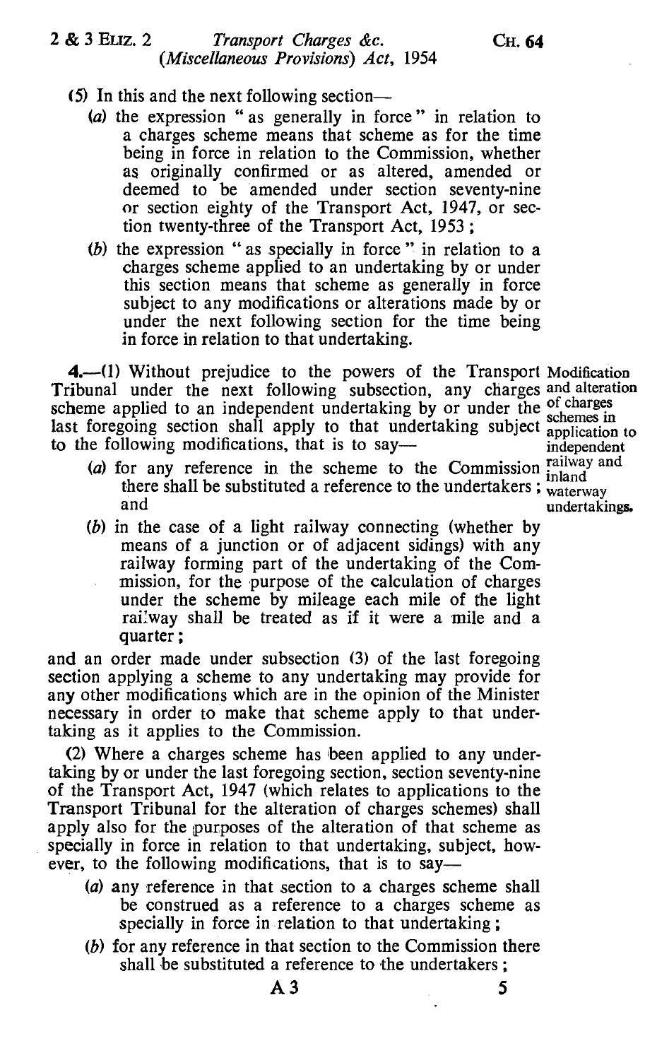(5) In this and the next following section—

(a) the expression "as generally in force" in relation to a charges scheme means that scheme as for the time being in force in relation to the Commission, whether as originally confirmed or as altered, amended or deemed to be amended under section seventy-nine or section eighty of the Transport Act, 1947, or section twenty-three of the Transport Act, 1953;

(b) the expression "as specially in force" in relation to a charges scheme applied to an undertaking by or under this section means that scheme as generally in force subject to any modifications or alterations made by or under the next following section for the time being in force in relation to that undertaking.

**Modification and alteration of charges schemes in application to independent railway and inland waterway undertakings.**

**4.**—(1) Without prejudice to the powers of the Transport Tribunal under the next following subsection, any charges scheme applied to an independent undertaking by or under the last foregoing section shall apply to that undertaking subject to the following modifications, that is to say—

(a) for any reference in the scheme to the Commission there shall be substituted a reference to the undertakers; and

(b) in the case of a light railway connecting (whether by means of a junction or of adjacent sidings) with any railway forming part of the undertaking of the Commission, for the purpose of the calculation of charges under the scheme by mileage each mile of the light railway shall be treated as if it were a mile and a quarter;

and an order made under subsection (3) of the last foregoing section applying a scheme to any undertaking may provide for any other modifications which are in the opinion of the Minister necessary in order to make that scheme apply to that undertaking as it applies to the Commission.

(2) Where a charges scheme has been applied to any undertaking by or under the last foregoing section, section seventy-nine of the Transport Act, 1947 (which relates to applications to the Transport Tribunal for the alteration of charges schemes) shall apply also for the purposes of the alteration of that scheme as specially in force in relation to that undertaking, subject, however, to the following modifications, that is to say—

(a) any reference in that section to a charges scheme shall be construed as a reference to a charges scheme as specially in force in relation to that undertaking;

(b) for any reference in that section to the Commission there shall be substituted a reference to the undertakers;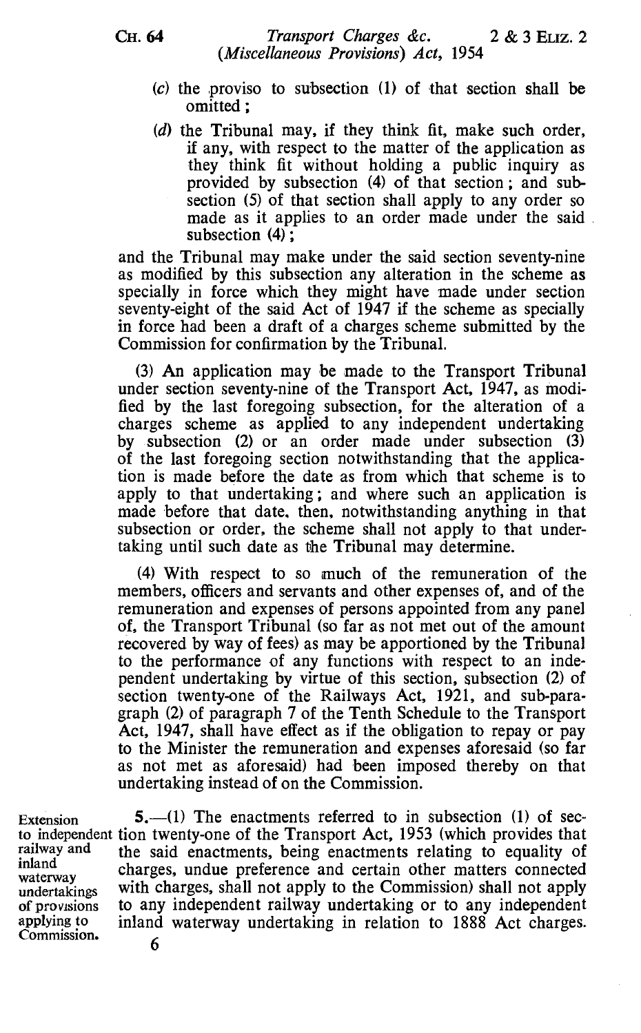(c) the proviso to subsection (1) of that section shall be omitted;

(d) the Tribunal may, if they think fit, make such order, if any, with respect to the matter of the application as they think fit without holding a public inquiry as provided by subsection (4) of that section; and subsection (5) of that section shall apply to any order so made as it applies to an order made under the said subsection (4);

and the Tribunal may make under the said section seventy-nine as modified by this subsection any alteration in the scheme as specially in force which they might have made under section seventy-eight of the said Act of 1947 if the scheme as specially in force had been a draft of a charges scheme submitted by the Commission for confirmation by the Tribunal.

(3) An application may be made to the Transport Tribunal under section seventy-nine of the Transport Act, 1947, as modified by the last foregoing subsection, for the alteration of a charges scheme as applied to any independent undertaking by subsection (2) or an order made under subsection (3) of the last foregoing section notwithstanding that the application is made before the date as from which that scheme is to apply to that undertaking; and where such an application is made before that date, then, notwithstanding anything in that subsection or order, the scheme shall not apply to that undertaking until such date as the Tribunal may determine.

(4) With respect to so much of the remuneration of the members, officers and servants and other expenses of, and of the remuneration and expenses of persons appointed from any panel of, the Transport Tribunal (so far as not met out of the amount recovered by way of fees) as may be apportioned by the Tribunal to the performance of any functions with respect to an independent undertaking by virtue of this section, subsection (2) of section twenty-one of the Railways Act, 1921, and sub-paragraph (2) of paragraph 7 of the Tenth Schedule to the Transport Act, 1947, shall have effect as if the obligation to repay or pay to the Minister the remuneration and expenses aforesaid (so far as not met as aforesaid) had been imposed thereby on that undertaking instead of on the Commission.

**Extension to independent railway and inland waterway undertakings of provisions applying to Commission.**

**5.**—(1) The enactments referred to in subsection (1) of section twenty-one of the Transport Act, 1953 (which provides that the said enactments, being enactments relating to equality of charges, undue preference and certain other matters connected with charges, shall not apply to the Commission) shall not apply to any independent railway undertaking or to any independent inland waterway undertaking in relation to 1888 Act charges.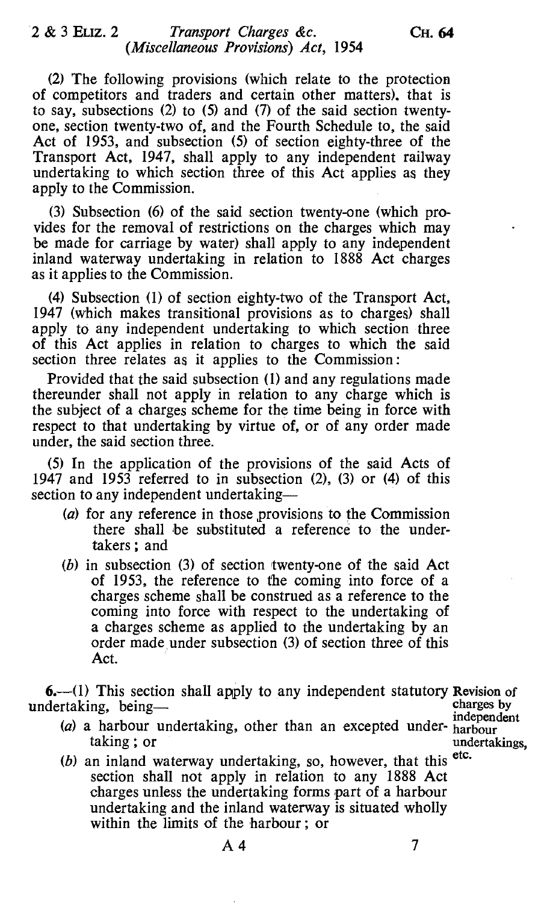(2) The following provisions (which relate to the protection of competitors and traders and certain other matters), that is to say, subsections (2) to (5) and (7) of the said section twenty-one, section twenty-two of, and the Fourth Schedule to, the said Act of 1953, and subsection (5) of section eighty-three of the Transport Act, 1947, shall apply to any independent railway undertaking to which section three of this Act applies as they apply to the Commission.

(3) Subsection (6) of the said section twenty-one (which provides for the removal of restrictions on the charges which may be made for carriage by water) shall apply to any independent inland waterway undertaking in relation to 1888 Act charges as it applies to the Commission.

(4) Subsection (1) of section eighty-two of the Transport Act, 1947 (which makes transitional provisions as to charges) shall apply to any independent undertaking to which section three of this Act applies in relation to charges to which the said section three relates as it applies to the Commission:

Provided that the said subsection (1) and any regulations made thereunder shall not apply in relation to any charge which is the subject of a charges scheme for the time being in force with respect to that undertaking by virtue of, or of any order made under, the said section three.

(5) In the application of the provisions of the said Acts of 1947 and 1953 referred to in subsection (2), (3) or (4) of this section to any independent undertaking—

- (*a*) for any reference in those provisions to the Commission there shall be substituted a reference to the undertakers; and
- (*b*) in subsection (3) of section twenty-one of the said Act of 1953, the reference to the coming into force of a charges scheme shall be construed as a reference to the coming into force with respect to the undertaking of a charges scheme as applied to the undertaking by an order made under subsection (3) of section three of this Act.

**6.**—(1) This section shall apply to any independent statutory undertaking, being—

*Revision of charges by independent harbour undertakings, etc.*

- (*a*) a harbour undertaking, other than an excepted undertaking; or
- (*b*) an inland waterway undertaking, so, however, that this section shall not apply in relation to any 1888 Act charges unless the undertaking forms part of a harbour undertaking and the inland waterway is situated wholly within the limits of the harbour; or

A 4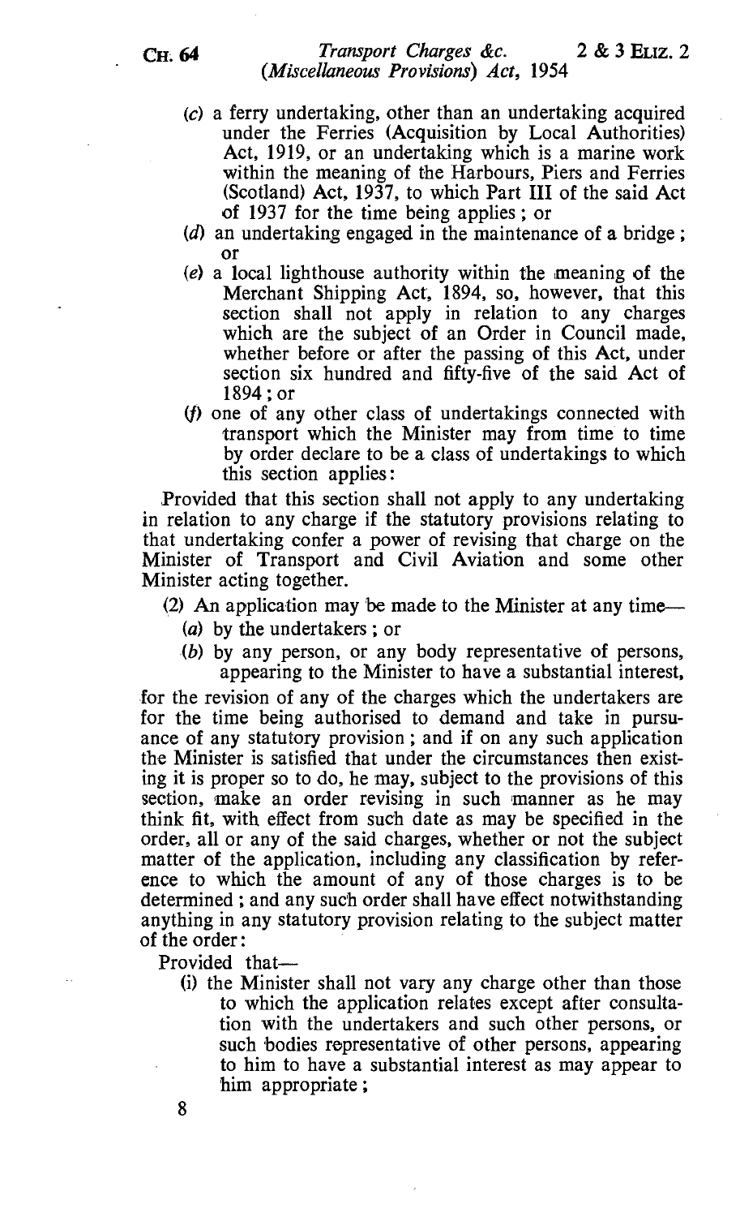(c) a ferry undertaking, other than an undertaking acquired under the Ferries (Acquisition by Local Authorities) Act, 1919, or an undertaking which is a marine work within the meaning of the Harbours, Piers and Ferries (Scotland) Act, 1937, to which Part III of the said Act of 1937 for the time being applies; or

(d) an undertaking engaged in the maintenance of a bridge; or

(e) a local lighthouse authority within the meaning of the Merchant Shipping Act, 1894, so, however, that this section shall not apply in relation to any charges which are the subject of an Order in Council made, whether before or after the passing of this Act, under section six hundred and fifty-five of the said Act of 1894; or

(f) one of any other class of undertakings connected with transport which the Minister may from time to time by order declare to be a class of undertakings to which this section applies:

Provided that this section shall not apply to any undertaking in relation to any charge if the statutory provisions relating to that undertaking confer a power of revising that charge on the Minister of Transport and Civil Aviation and some other Minister acting together.

(2) An application may be made to the Minister at any time—

(a) by the undertakers; or

(b) by any person, or any body representative of persons, appearing to the Minister to have a substantial interest,

for the revision of any of the charges which the undertakers are for the time being authorised to demand and take in pursuance of any statutory provision; and if on any such application the Minister is satisfied that under the circumstances then existing it is proper so to do, he may, subject to the provisions of this section, make an order revising in such manner as he may think fit, with effect from such date as may be specified in the order, all or any of the said charges, whether or not the subject matter of the application, including any classification by reference to which the amount of any of those charges is to be determined; and any such order shall have effect notwithstanding anything in any statutory provision relating to the subject matter of the order:

Provided that—

(i) the Minister shall not vary any charge other than those to which the application relates except after consultation with the undertakers and such other persons, or such bodies representative of other persons, appearing to him to have a substantial interest as may appear to him appropriate;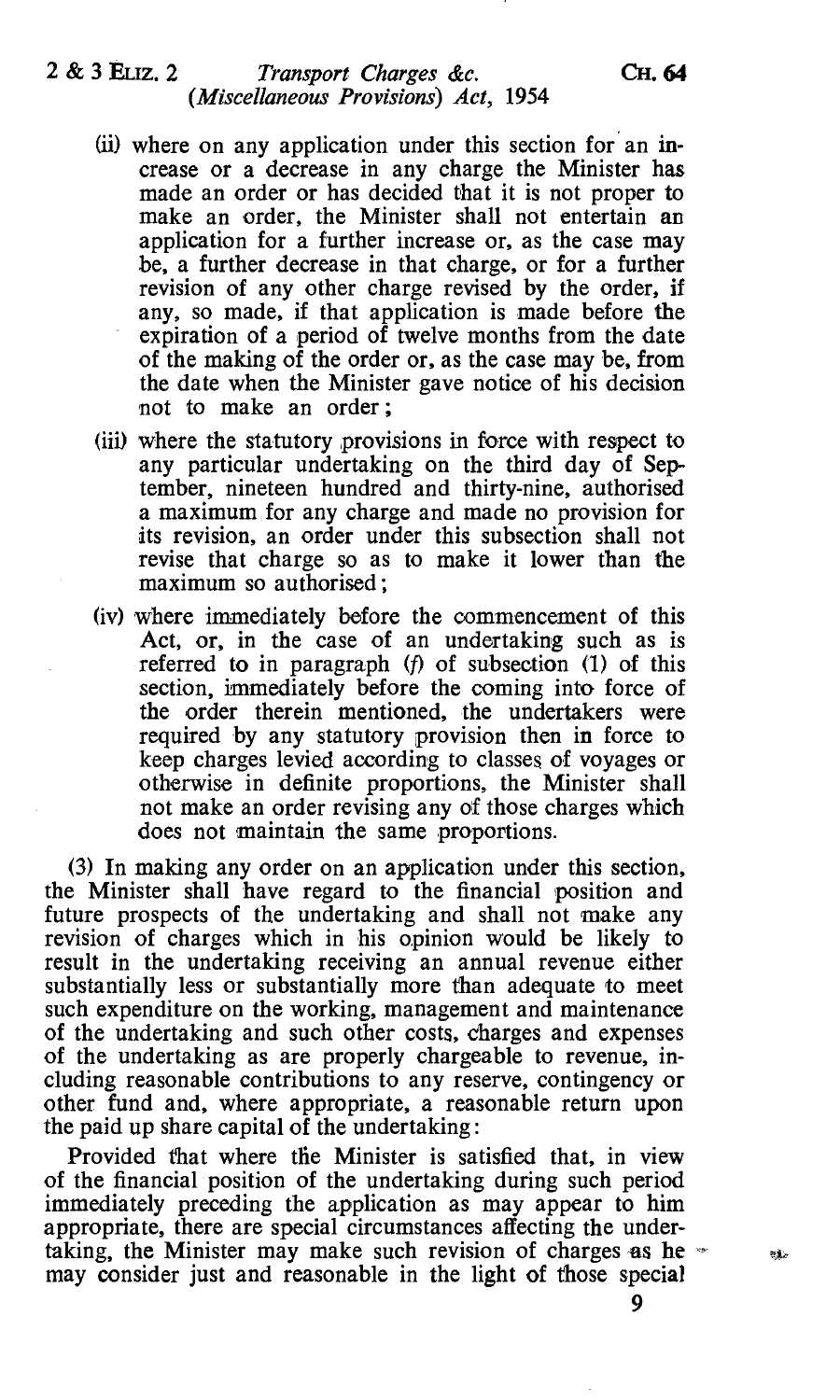(ii) where on any application under this section for an increase or a decrease in any charge the Minister has made an order or has decided that it is not proper to make an order, the Minister shall not entertain an application for a further increase or, as the case may be, a further decrease in that charge, or for a further revision of any other charge revised by the order, if any, so made, if that application is made before the expiration of a period of twelve months from the date of the making of the order or, as the case may be, from the date when the Minister gave notice of his decision not to make an order;

(iii) where the statutory provisions in force with respect to any particular undertaking on the third day of September, nineteen hundred and thirty-nine, authorised a maximum for any charge and made no provision for its revision, an order under this subsection shall not revise that charge so as to make it lower than the maximum so authorised;

(iv) where immediately before the commencement of this Act, or, in the case of an undertaking such as is referred to in paragraph *(f)* of subsection (1) of this section, immediately before the coming into force of the order therein mentioned, the undertakers were required by any statutory provision then in force to keep charges levied according to classes of voyages or otherwise in definite proportions, the Minister shall not make an order revising any of those charges which does not maintain the same proportions.

(3) In making any order on an application under this section, the Minister shall have regard to the financial position and future prospects of the undertaking and shall not make any revision of charges which in his opinion would be likely to result in the undertaking receiving an annual revenue either substantially less or substantially more than adequate to meet such expenditure on the working, management and maintenance of the undertaking and such other costs, charges and expenses of the undertaking as are properly chargeable to revenue, including reasonable contributions to any reserve, contingency or other fund and, where appropriate, a reasonable return upon the paid up share capital of the undertaking:

Provided that where the Minister is satisfied that, in view of the financial position of the undertaking during such period immediately preceding the application as may appear to him appropriate, there are special circumstances affecting the undertaking, the Minister may make such revision of charges as he may consider just and reasonable in the light of those special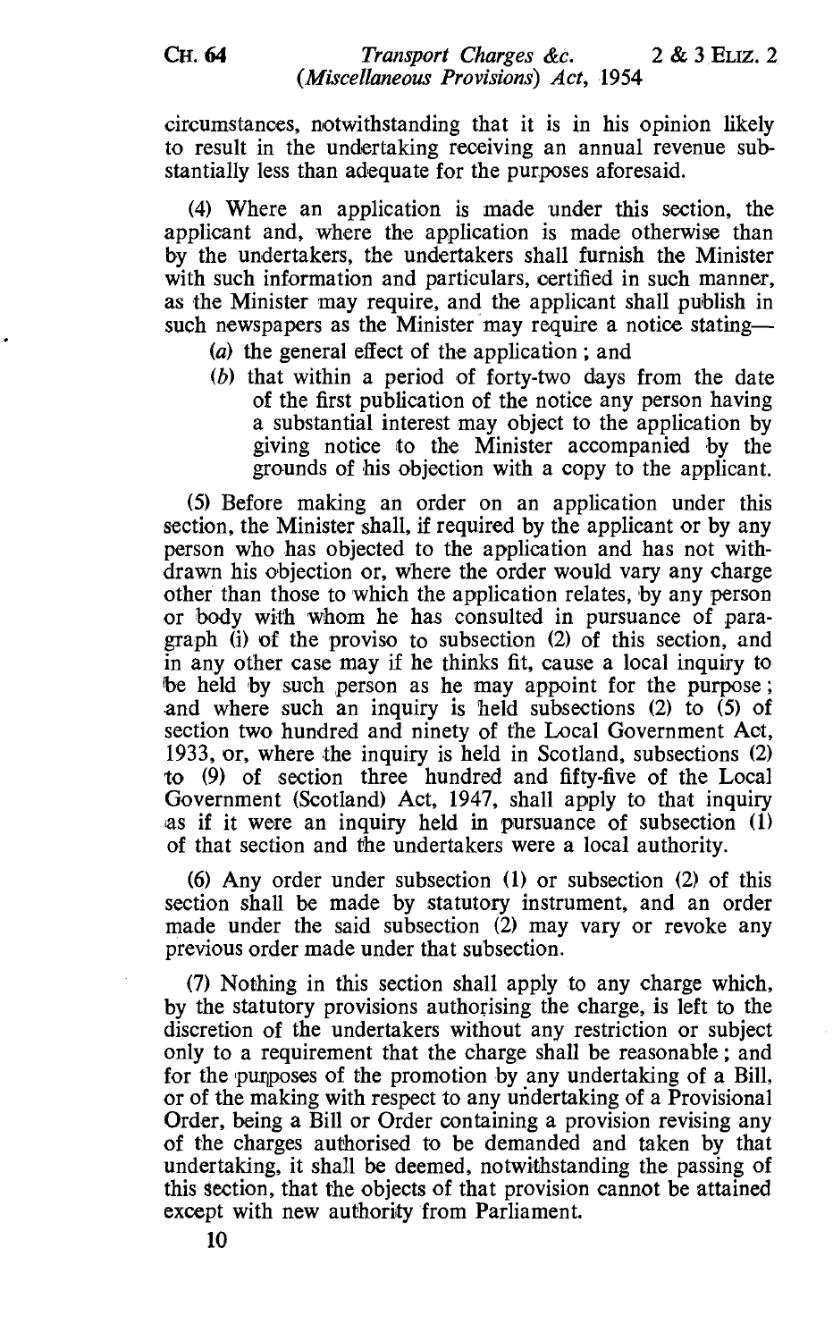circumstances, notwithstanding that it is in his opinion likely to result in the undertaking receiving an annual revenue substantially less than adequate for the purposes aforesaid.

(4) Where an application is made under this section, the applicant and, where the application is made otherwise than by the undertakers, the undertakers shall furnish the Minister with such information and particulars, certified in such manner, as the Minister may require, and the applicant shall publish in such newspapers as the Minister may require a notice stating—

(a) the general effect of the application; and

(b) that within a period of forty-two days from the date of the first publication of the notice any person having a substantial interest may object to the application by giving notice to the Minister accompanied by the grounds of his objection with a copy to the applicant.

(5) Before making an order on an application under this section, the Minister shall, if required by the applicant or by any person who has objected to the application and has not withdrawn his objection or, where the order would vary any charge other than those to which the application relates, by any person or body with whom he has consulted in pursuance of paragraph (i) of the proviso to subsection (2) of this section, and in any other case may if he thinks fit, cause a local inquiry to be held by such person as he may appoint for the purpose; and where such an inquiry is held subsections (2) to (5) of section two hundred and ninety of the Local Government Act, 1933, or, where the inquiry is held in Scotland, subsections (2) to (9) of section three hundred and fifty-five of the Local Government (Scotland) Act, 1947, shall apply to that inquiry as if it were an inquiry held in pursuance of subsection (1) of that section and the undertakers were a local authority.

(6) Any order under subsection (1) or subsection (2) of this section shall be made by statutory instrument, and an order made under the said subsection (2) may vary or revoke any previous order made under that subsection.

(7) Nothing in this section shall apply to any charge which, by the statutory provisions authorising the charge, is left to the discretion of the undertakers without any restriction or subject only to a requirement that the charge shall be reasonable; and for the purposes of the promotion by any undertaking of a Bill, or of the making with respect to any undertaking of a Provisional Order, being a Bill or Order containing a provision revising any of the charges authorised to be demanded and taken by that undertaking, it shall be deemed, notwithstanding the passing of this section, that the objects of that provision cannot be attained except with new authority from Parliament.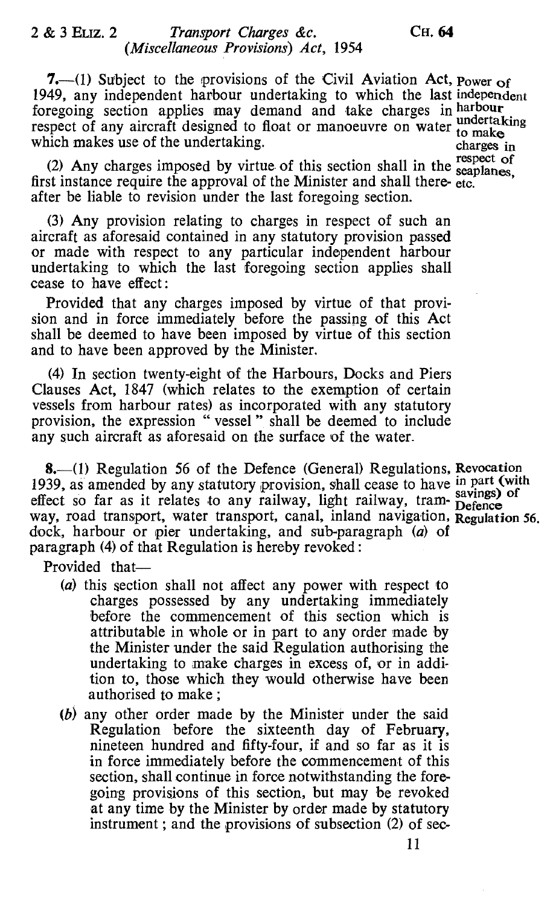**7.**—(1) Subject to the provisions of the Civil Aviation Act, 1949, any independent harbour undertaking to which the last foregoing section applies may demand and take charges in respect of any aircraft designed to float or manoeuvre on water which makes use of the undertaking.

Power of independent harbour undertaking to make charges in respect of seaplanes, etc.

(2) Any charges imposed by virtue of this section shall in the first instance require the approval of the Minister and shall thereafter be liable to revision under the last foregoing section.

(3) Any provision relating to charges in respect of such an aircraft as aforesaid contained in any statutory provision passed or made with respect to any particular independent harbour undertaking to which the last foregoing section applies shall cease to have effect:

Provided that any charges imposed by virtue of that provision and in force immediately before the passing of this Act shall be deemed to have been imposed by virtue of this section and to have been approved by the Minister.

(4) In section twenty-eight of the Harbours, Docks and Piers Clauses Act, 1847 (which relates to the exemption of certain vessels from harbour rates) as incorporated with any statutory provision, the expression " vessel " shall be deemed to include any such aircraft as aforesaid on the surface of the water.

**8.**—(1) Regulation 56 of the Defence (General) Regulations, 1939, as amended by any statutory provision, shall cease to have effect so far as it relates to any railway, light railway, tramway, road transport, water transport, canal, inland navigation, dock, harbour or pier undertaking, and sub-paragraph (*a*) of paragraph (4) of that Regulation is hereby revoked:

Revocation in part (with savings) of Defence Regulation 56.

Provided that—

(*a*) this section shall not affect any power with respect to charges possessed by any undertaking immediately before the commencement of this section which is attributable in whole or in part to any order made by the Minister under the said Regulation authorising the undertaking to make charges in excess of, or in addition to, those which they would otherwise have been authorised to make;

(*b*) any other order made by the Minister under the said Regulation before the sixteenth day of February, nineteen hundred and fifty-four, if and so far as it is in force immediately before the commencement of this section, shall continue in force notwithstanding the foregoing provisions of this section, but may be revoked at any time by the Minister by order made by statutory instrument; and the provisions of subsection (2) of sec-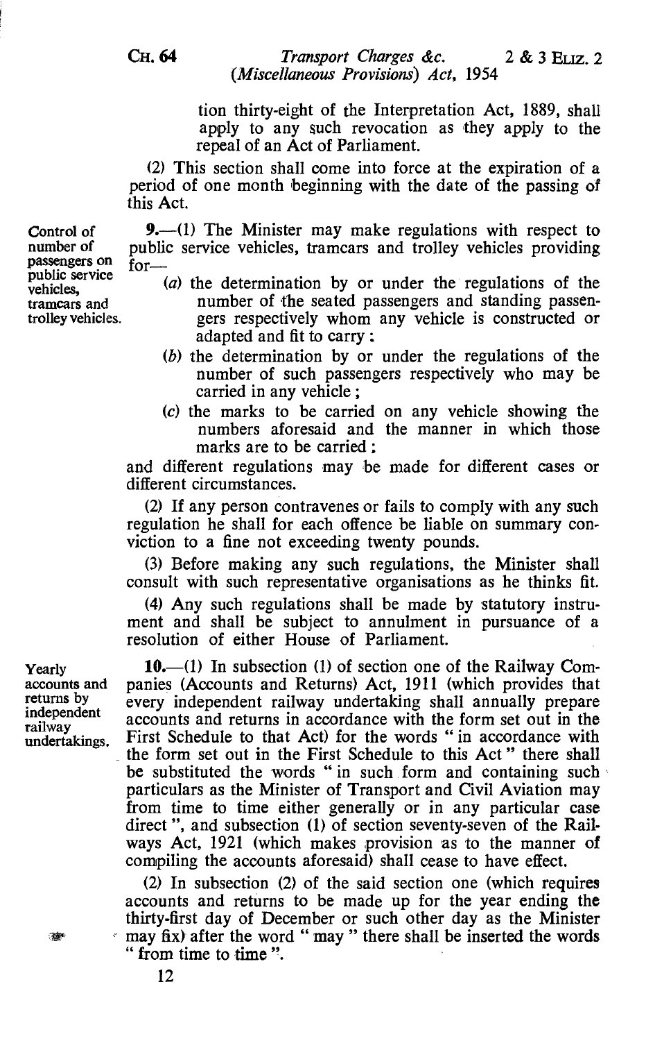tion thirty-eight of the Interpretation Act, 1889, shall apply to any such revocation as they apply to the repeal of an Act of Parliament.

(2) This section shall come into force at the expiration of a period of one month beginning with the date of the passing of this Act.

**Control of number of passengers on public service vehicles, tramcars and trolley vehicles.**

**9.**—(1) The Minister may make regulations with respect to public service vehicles, tramcars and trolley vehicles providing for—

(*a*) the determination by or under the regulations of the number of the seated passengers and standing passengers respectively whom any vehicle is constructed or adapted and fit to carry;

(*b*) the determination by or under the regulations of the number of such passengers respectively who may be carried in any vehicle;

(*c*) the marks to be carried on any vehicle showing the numbers aforesaid and the manner in which those marks are to be carried;

and different regulations may be made for different cases or different circumstances.

(2) If any person contravenes or fails to comply with any such regulation he shall for each offence be liable on summary conviction to a fine not exceeding twenty pounds.

(3) Before making any such regulations, the Minister shall consult with such representative organisations as he thinks fit.

(4) Any such regulations shall be made by statutory instrument and shall be subject to annulment in pursuance of a resolution of either House of Parliament.

**Yearly accounts and returns by independent railway undertakings.**

**10.**—(1) In subsection (1) of section one of the Railway Companies (Accounts and Returns) Act, 1911 (which provides that every independent railway undertaking shall annually prepare accounts and returns in accordance with the form set out in the First Schedule to that Act) for the words "in accordance with the form set out in the First Schedule to this Act" there shall be substituted the words "in such form and containing such particulars as the Minister of Transport and Civil Aviation may from time to time either generally or in any particular case direct", and subsection (1) of section seventy-seven of the Railways Act, 1921 (which makes provision as to the manner of compiling the accounts aforesaid) shall cease to have effect.

(2) In subsection (2) of the said section one (which requires accounts and returns to be made up for the year ending the thirty-first day of December or such other day as the Minister may fix) after the word "may" there shall be inserted the words "from time to time".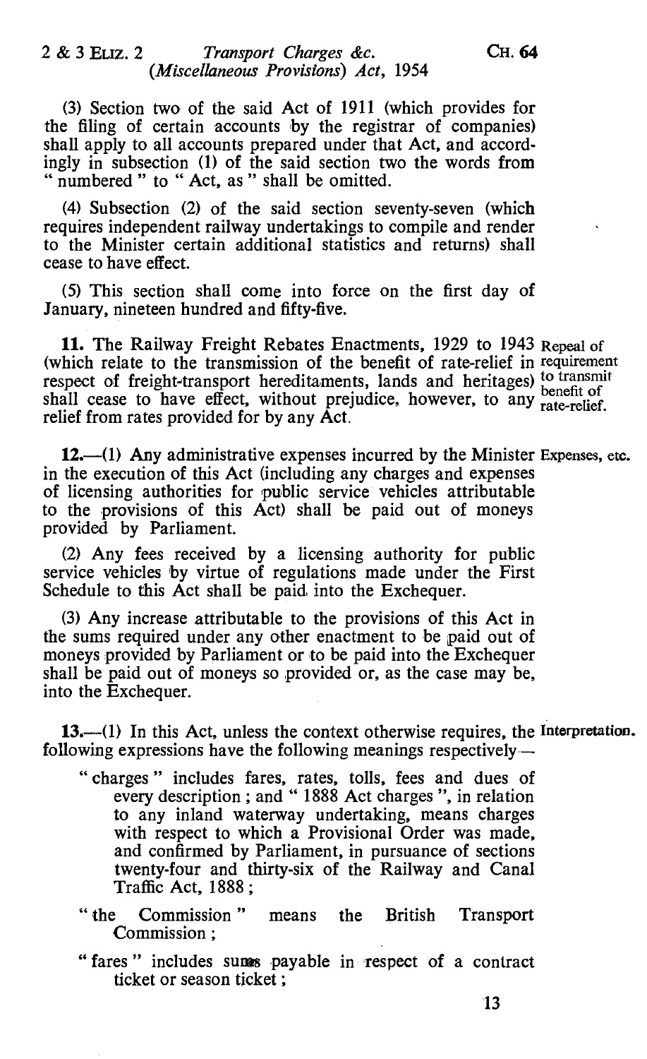(3) Section two of the said Act of 1911 (which provides for the filing of certain accounts by the registrar of companies) shall apply to all accounts prepared under that Act, and accordingly in subsection (1) of the said section two the words from " numbered " to " Act, as " shall be omitted.

(4) Subsection (2) of the said section seventy-seven (which requires independent railway undertakings to compile and render to the Minister certain additional statistics and returns) shall cease to have effect.

(5) This section shall come into force on the first day of January, nineteen hundred and fifty-five.

Repeal of requirement to transmit benefit of rate-relief.

**11.** The Railway Freight Rebates Enactments, 1929 to 1943 (which relate to the transmission of the benefit of rate-relief in respect of freight-transport hereditaments, lands and heritages) shall cease to have effect, without prejudice, however, to any relief from rates provided for by any Act.

Expenses, etc.

**12.**—(1) Any administrative expenses incurred by the Minister in the execution of this Act (including any charges and expenses of licensing authorities for public service vehicles attributable to the provisions of this Act) shall be paid out of moneys provided by Parliament.

(2) Any fees received by a licensing authority for public service vehicles by virtue of regulations made under the First Schedule to this Act shall be paid into the Exchequer.

(3) Any increase attributable to the provisions of this Act in the sums required under any other enactment to be paid out of moneys provided by Parliament or to be paid into the Exchequer shall be paid out of moneys so provided or, as the case may be, into the Exchequer.

Interpretation.

**13.**—(1) In this Act, unless the context otherwise requires, the following expressions have the following meanings respectively—

" charges " includes fares, rates, tolls, fees and dues of every description ; and " 1888 Act charges ", in relation to any inland waterway undertaking, means charges with respect to which a Provisional Order was made, and confirmed by Parliament, in pursuance of sections twenty-four and thirty-six of the Railway and Canal Traffic Act, 1888 ;

" the Commission " means the British Transport Commission ;

" fares " includes sums payable in respect of a contract ticket or season ticket ;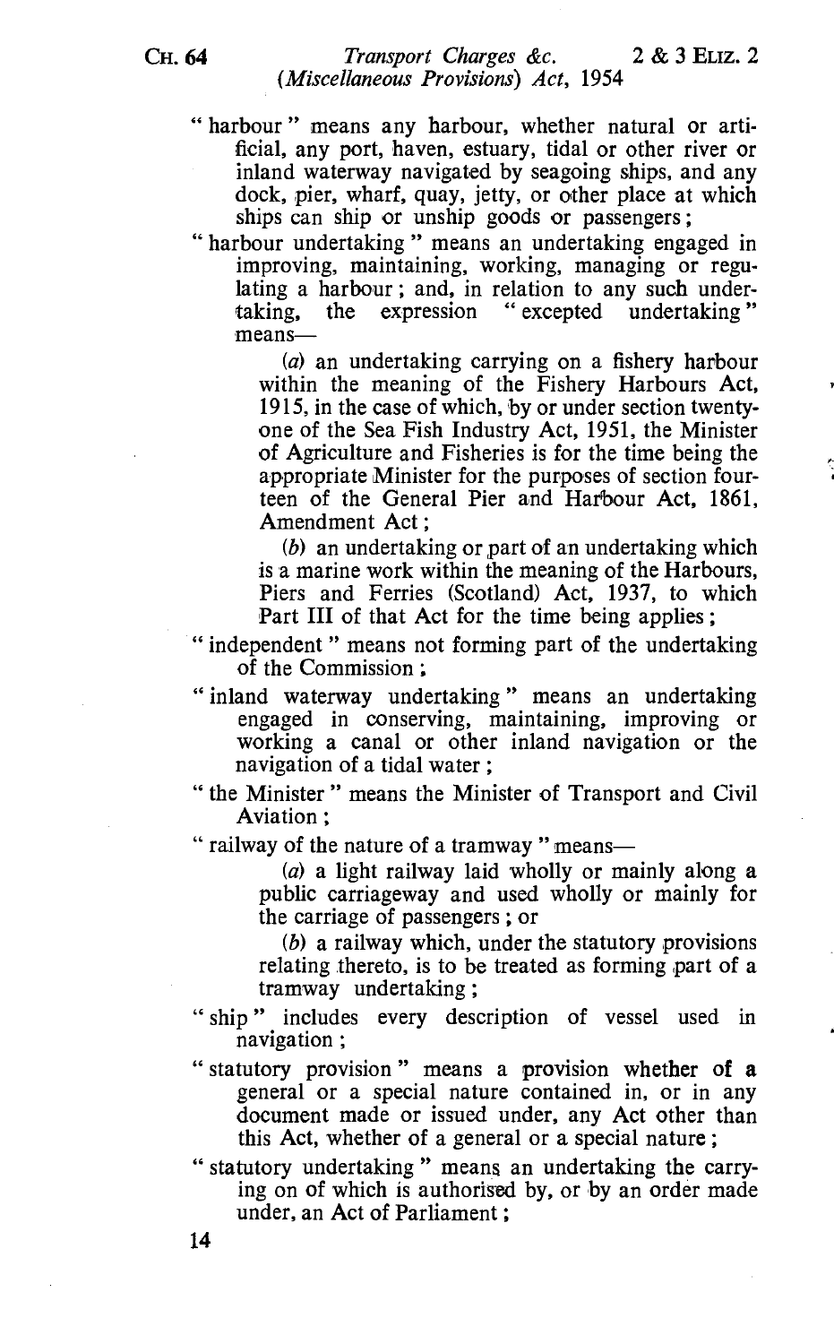"harbour" means any harbour, whether natural or artificial, any port, haven, estuary, tidal or other river or inland waterway navigated by seagoing ships, and any dock, pier, wharf, quay, jetty, or other place at which ships can ship or unship goods or passengers;

"harbour undertaking" means an undertaking engaged in improving, maintaining, working, managing or regulating a harbour; and, in relation to any such undertaking, the expression "excepted undertaking" means—

> (a) an undertaking carrying on a fishery harbour within the meaning of the Fishery Harbours Act, 1915, in the case of which, by or under section twenty-one of the Sea Fish Industry Act, 1951, the Minister of Agriculture and Fisheries is for the time being the appropriate Minister for the purposes of section fourteen of the General Pier and Harbour Act, 1861, Amendment Act;
>
> (b) an undertaking or part of an undertaking which is a marine work within the meaning of the Harbours, Piers and Ferries (Scotland) Act, 1937, to which Part III of that Act for the time being applies;

"independent" means not forming part of the undertaking of the Commission;

"inland waterway undertaking" means an undertaking engaged in conserving, maintaining, improving or working a canal or other inland navigation or the navigation of a tidal water;

"the Minister" means the Minister of Transport and Civil Aviation;

"railway of the nature of a tramway" means—

> (a) a light railway laid wholly or mainly along a public carriageway and used wholly or mainly for the carriage of passengers; or
>
> (b) a railway which, under the statutory provisions relating thereto, is to be treated as forming part of a tramway undertaking;

"ship" includes every description of vessel used in navigation;

"statutory provision" means a provision whether of a general or a special nature contained in, or in any document made or issued under, any Act other than this Act, whether of a general or a special nature;

"statutory undertaking" means an undertaking the carrying on of which is authorised by, or by an order made under, an Act of Parliament;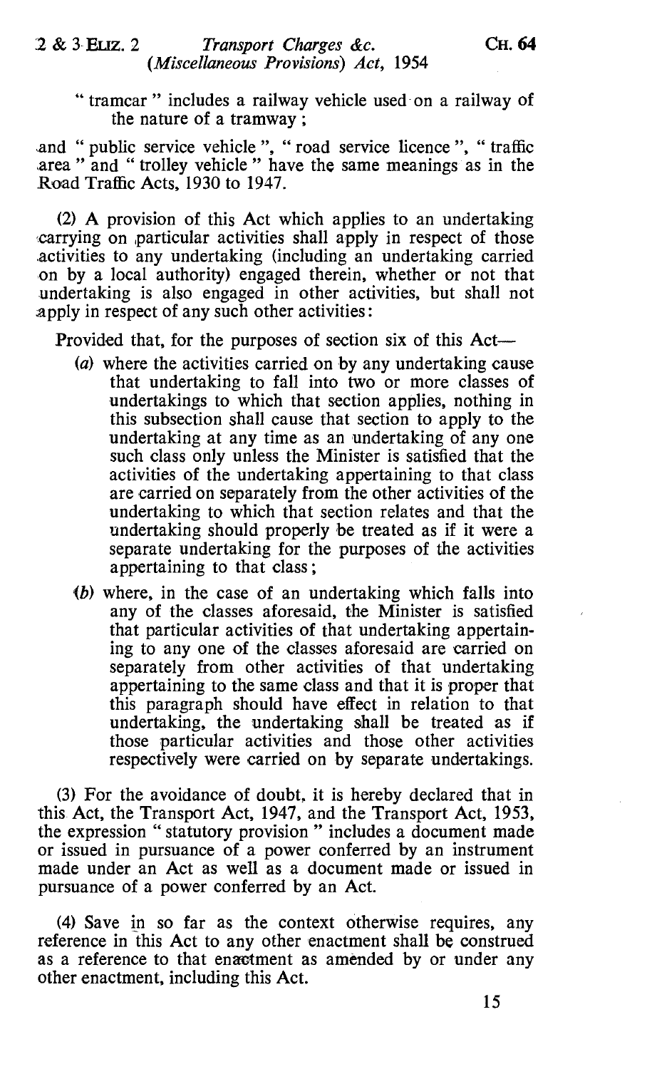"tramcar" includes a railway vehicle used on a railway of the nature of a tramway;

and "public service vehicle", "road service licence", "traffic area" and "trolley vehicle" have the same meanings as in the Road Traffic Acts, 1930 to 1947.

(2) A provision of this Act which applies to an undertaking carrying on particular activities shall apply in respect of those activities to any undertaking (including an undertaking carried on by a local authority) engaged therein, whether or not that undertaking is also engaged in other activities, but shall not apply in respect of any such other activities:

Provided that, for the purposes of section six of this Act—

(a) where the activities carried on by any undertaking cause that undertaking to fall into two or more classes of undertakings to which that section applies, nothing in this subsection shall cause that section to apply to the undertaking at any time as an undertaking of any one such class only unless the Minister is satisfied that the activities of the undertaking appertaining to that class are carried on separately from the other activities of the undertaking to which that section relates and that the undertaking should properly be treated as if it were a separate undertaking for the purposes of the activities appertaining to that class;

(b) where, in the case of an undertaking which falls into any of the classes aforesaid, the Minister is satisfied that particular activities of that undertaking appertaining to any one of the classes aforesaid are carried on separately from other activities of that undertaking appertaining to the same class and that it is proper that this paragraph should have effect in relation to that undertaking, the undertaking shall be treated as if those particular activities and those other activities respectively were carried on by separate undertakings.

(3) For the avoidance of doubt, it is hereby declared that in this Act, the Transport Act, 1947, and the Transport Act, 1953, the expression "statutory provision" includes a document made or issued in pursuance of a power conferred by an instrument made under an Act as well as a document made or issued in pursuance of a power conferred by an Act.

(4) Save in so far as the context otherwise requires, any reference in this Act to any other enactment shall be construed as a reference to that enactment as amended by or under any other enactment, including this Act.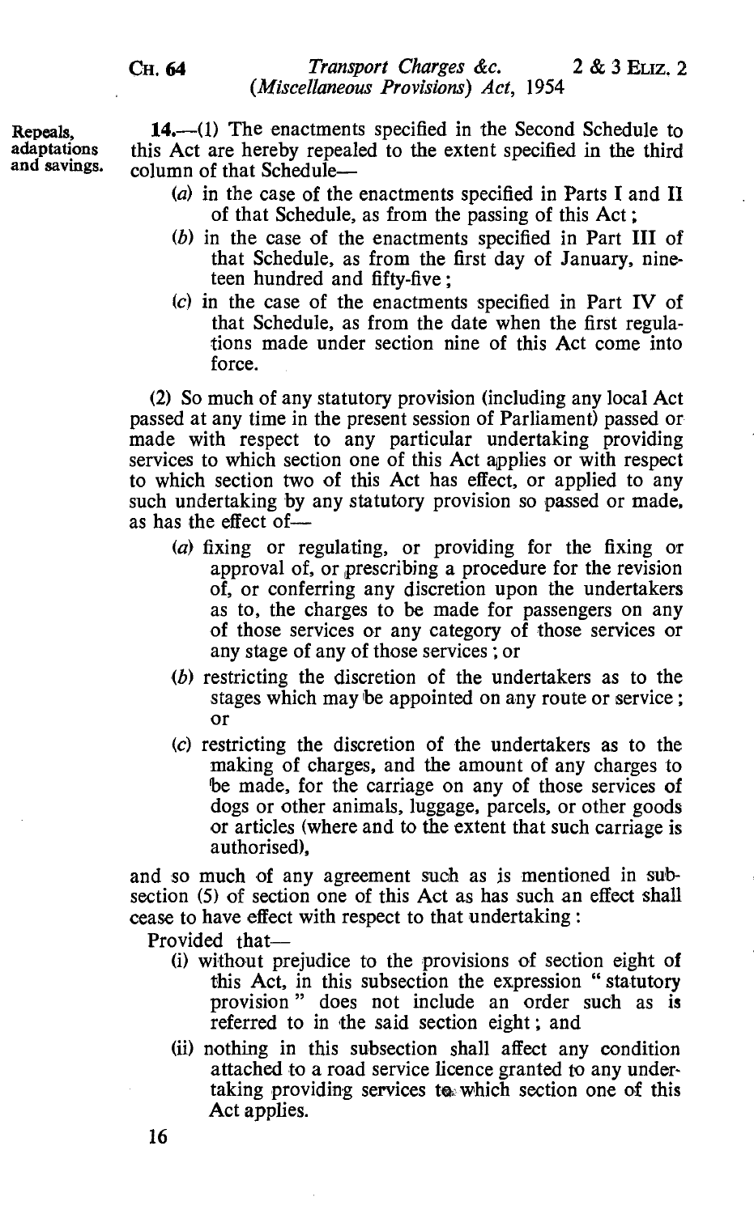**Repeals, adaptations and savings.**

14.—(1) The enactments specified in the Second Schedule to this Act are hereby repealed to the extent specified in the third column of that Schedule—

(*a*) in the case of the enactments specified in Parts I and II of that Schedule, as from the passing of this Act;

(*b*) in the case of the enactments specified in Part III of that Schedule, as from the first day of January, nineteen hundred and fifty-five;

(*c*) in the case of the enactments specified in Part IV of that Schedule, as from the date when the first regulations made under section nine of this Act come into force.

(2) So much of any statutory provision (including any local Act passed at any time in the present session of Parliament) passed or made with respect to any particular undertaking providing services to which section one of this Act applies or with respect to which section two of this Act has effect, or applied to any such undertaking by any statutory provision so passed or made, as has the effect of—

(*a*) fixing or regulating, or providing for the fixing or approval of, or prescribing a procedure for the revision of, or conferring any discretion upon the undertakers as to, the charges to be made for passengers on any of those services or any category of those services or any stage of any of those services; or

(*b*) restricting the discretion of the undertakers as to the stages which may be appointed on any route or service; or

(*c*) restricting the discretion of the undertakers as to the making of charges, and the amount of any charges to be made, for the carriage on any of those services of dogs or other animals, luggage, parcels, or other goods or articles (where and to the extent that such carriage is authorised),

and so much of any agreement such as is mentioned in subsection (5) of section one of this Act as has such an effect shall cease to have effect with respect to that undertaking:

Provided that—

(i) without prejudice to the provisions of section eight of this Act, in this subsection the expression "statutory provision" does not include an order such as is referred to in the said section eight; and

(ii) nothing in this subsection shall affect any condition attached to a road service licence granted to any undertaking providing services to which section one of this Act applies.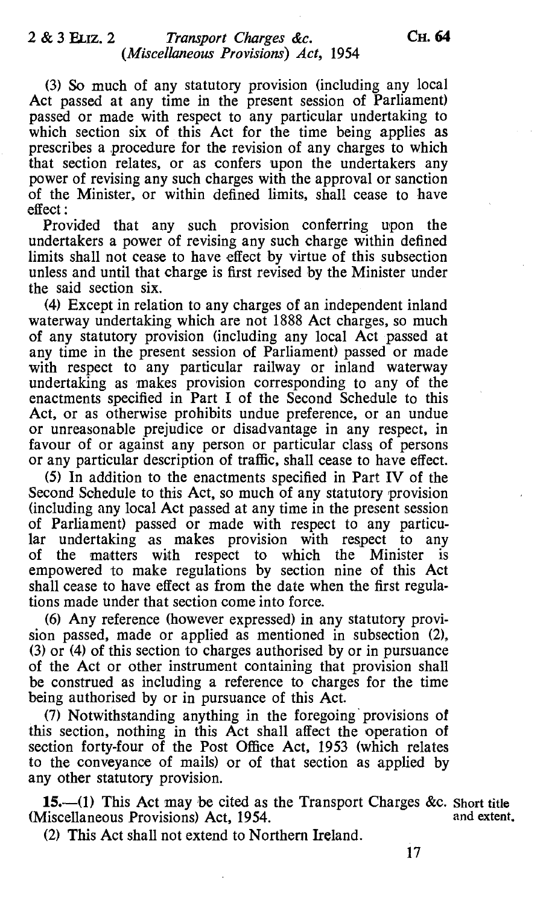(3) So much of any statutory provision (including any local Act passed at any time in the present session of Parliament) passed or made with respect to any particular undertaking to which section six of this Act for the time being applies as prescribes a procedure for the revision of any charges to which that section relates, or as confers upon the undertakers any power of revising any such charges with the approval or sanction of the Minister, or within defined limits, shall cease to have effect:

Provided that any such provision conferring upon the undertakers a power of revising any such charge within defined limits shall not cease to have effect by virtue of this subsection unless and until that charge is first revised by the Minister under the said section six.

(4) Except in relation to any charges of an independent inland waterway undertaking which are not 1888 Act charges, so much of any statutory provision (including any local Act passed at any time in the present session of Parliament) passed or made with respect to any particular railway or inland waterway undertaking as makes provision corresponding to any of the enactments specified in Part I of the Second Schedule to this Act, or as otherwise prohibits undue preference, or an undue or unreasonable prejudice or disadvantage in any respect, in favour of or against any person or particular class of persons or any particular description of traffic, shall cease to have effect.

(5) In addition to the enactments specified in Part IV of the Second Schedule to this Act, so much of any statutory provision (including any local Act passed at any time in the present session of Parliament) passed or made with respect to any particular undertaking as makes provision with respect to any of the matters with respect to which the Minister is empowered to make regulations by section nine of this Act shall cease to have effect as from the date when the first regulations made under that section come into force.

(6) Any reference (however expressed) in any statutory provision passed, made or applied as mentioned in subsection (2), (3) or (4) of this section to charges authorised by or in pursuance of the Act or other instrument containing that provision shall be construed as including a reference to charges for the time being authorised by or in pursuance of this Act.

(7) Notwithstanding anything in the foregoing provisions of this section, nothing in this Act shall affect the operation of section forty-four of the Post Office Act, 1953 (which relates to the conveyance of mails) or of that section as applied by any other statutory provision.

**15.**—(1) This Act may be cited as the Transport Charges &c. (Miscellaneous Provisions) Act, 1954.

Short title and extent.

(2) This Act shall not extend to Northern Ireland.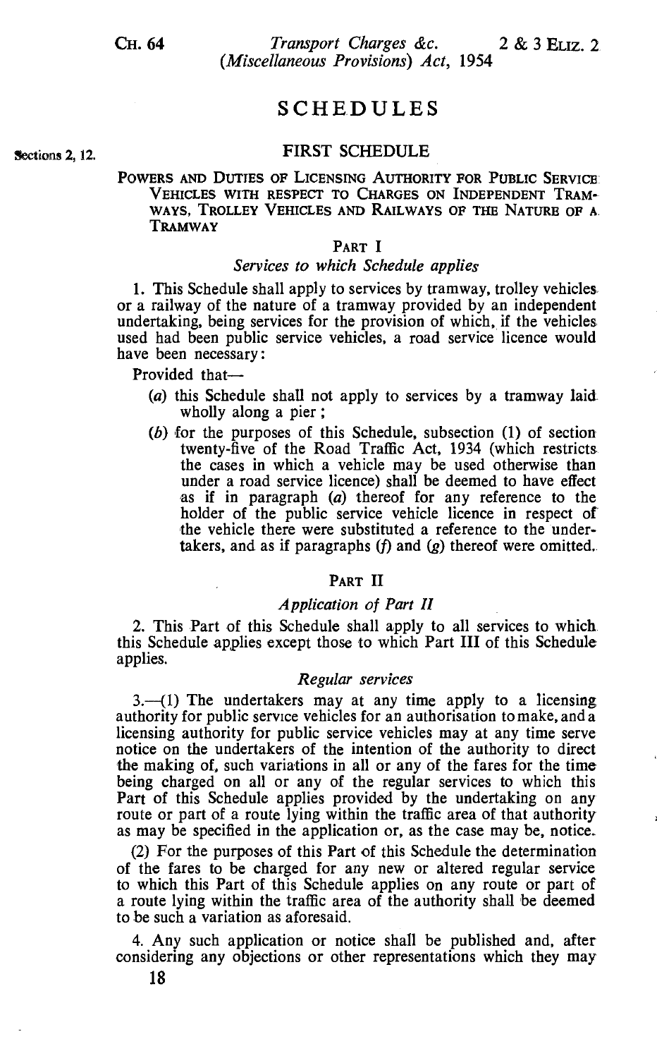# SCHEDULES

Sections 2, 12.

## FIRST SCHEDULE

### Powers and Duties of Licensing Authority for Public Service Vehicles with respect to Charges on Independent Tramways, Trolley Vehicles and Railways of the Nature of a Tramway

#### Part I

*Services to which Schedule applies*

1. This Schedule shall apply to services by tramway, trolley vehicles or a railway of the nature of a tramway provided by an independent undertaking, being services for the provision of which, if the vehicles used had been public service vehicles, a road service licence would have been necessary:

Provided that—

- (*a*) this Schedule shall not apply to services by a tramway laid wholly along a pier;
- (*b*) for the purposes of this Schedule, subsection (1) of section twenty-five of the Road Traffic Act, 1934 (which restricts the cases in which a vehicle may be used otherwise than under a road service licence) shall be deemed to have effect as if in paragraph (*a*) thereof for any reference to the holder of the public service vehicle licence in respect of the vehicle there were substituted a reference to the undertakers, and as if paragraphs (*f*) and (*g*) thereof were omitted.

#### Part II

*Application of Part II*

2. This Part of this Schedule shall apply to all services to which this Schedule applies except those to which Part III of this Schedule applies.

*Regular services*

3.—(1) The undertakers may at any time apply to a licensing authority for public service vehicles for an authorisation to make, and a licensing authority for public service vehicles may at any time serve notice on the undertakers of the intention of the authority to direct the making of, such variations in all or any of the fares for the time being charged on all or any of the regular services to which this Part of this Schedule applies provided by the undertaking on any route or part of a route lying within the traffic area of that authority as may be specified in the application or, as the case may be, notice.

(2) For the purposes of this Part of this Schedule the determination of the fares to be charged for any new or altered regular service to which this Part of this Schedule applies on any route or part of a route lying within the traffic area of the authority shall be deemed to be such a variation as aforesaid.

4. Any such application or notice shall be published and, after considering any objections or other representations which they may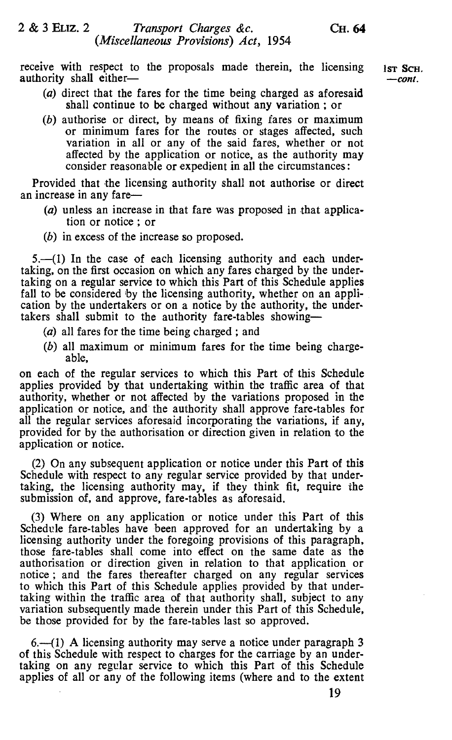receive with respect to the proposals made therein, the licensing authority shall either—

(a) direct that the fares for the time being charged as aforesaid shall continue to be charged without any variation ; or

(b) authorise or direct, by means of fixing fares or maximum or minimum fares for the routes or stages affected, such variation in all or any of the said fares, whether or not affected by the application or notice, as the authority may consider reasonable or expedient in all the circumstances:

Provided that the licensing authority shall not authorise or direct an increase in any fare—

(a) unless an increase in that fare was proposed in that application or notice ; or

(b) in excess of the increase so proposed.

5.—(1) In the case of each licensing authority and each undertaking, on the first occasion on which any fares charged by the undertaking on a regular service to which this Part of this Schedule applies fall to be considered by the licensing authority, whether on an application by the undertakers or on a notice by the authority, the undertakers shall submit to the authority fare-tables showing—

(a) all fares for the time being charged ; and

(b) all maximum or minimum fares for the time being chargeable,

on each of the regular services to which this Part of this Schedule applies provided by that undertaking within the traffic area of that authority, whether or not affected by the variations proposed in the application or notice, and the authority shall approve fare-tables for all the regular services aforesaid incorporating the variations, if any, provided for by the authorisation or direction given in relation to the application or notice.

(2) On any subsequent application or notice under this Part of this Schedule with respect to any regular service provided by that undertaking, the licensing authority may, if they think fit, require the submission of, and approve, fare-tables as aforesaid.

(3) Where on any application or notice under this Part of this Schedule fare-tables have been approved for an undertaking by a licensing authority under the foregoing provisions of this paragraph, those fare-tables shall come into effect on the same date as the authorisation or direction given in relation to that application or notice ; and the fares thereafter charged on any regular services to which this Part of this Schedule applies provided by that undertaking within the traffic area of that authority shall, subject to any variation subsequently made therein under this Part of this Schedule, be those provided for by the fare-tables last so approved.

6.—(1) A licensing authority may serve a notice under paragraph 3 of this Schedule with respect to charges for the carriage by an undertaking on any regular service to which this Part of this Schedule applies of all or any of the following items (where and to the extent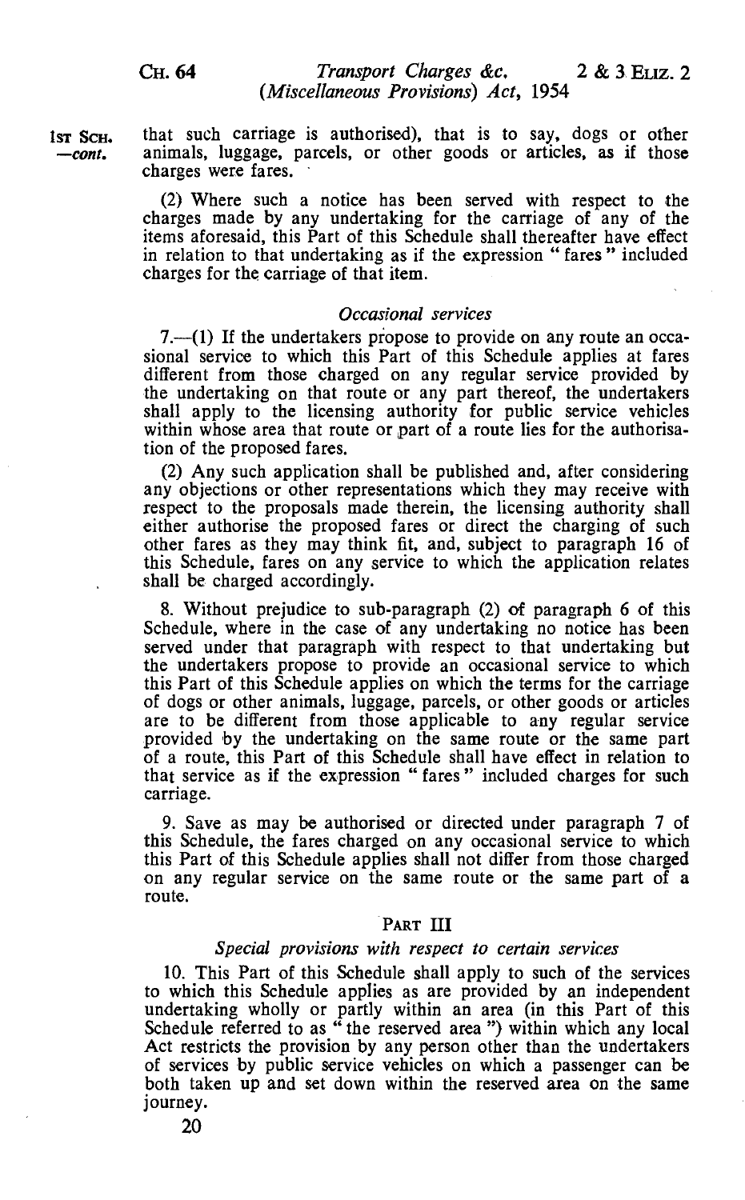that such carriage is authorised), that is to say, dogs or other animals, luggage, parcels, or other goods or articles, as if those charges were fares.

(2) Where such a notice has been served with respect to the charges made by any undertaking for the carriage of any of the items aforesaid, this Part of this Schedule shall thereafter have effect in relation to that undertaking as if the expression " fares " included charges for the carriage of that item.

*Occasional services*

7.—(1) If the undertakers propose to provide on any route an occasional service to which this Part of this Schedule applies at fares different from those charged on any regular service provided by the undertaking on that route or any part thereof, the undertakers shall apply to the licensing authority for public service vehicles within whose area that route or part of a route lies for the authorisation of the proposed fares.

(2) Any such application shall be published and, after considering any objections or other representations which they may receive with respect to the proposals made therein, the licensing authority shall either authorise the proposed fares or direct the charging of such other fares as they may think fit, and, subject to paragraph 16 of this Schedule, fares on any service to which the application relates shall be charged accordingly.

8. Without prejudice to sub-paragraph (2) of paragraph 6 of this Schedule, where in the case of any undertaking no notice has been served under that paragraph with respect to that undertaking but the undertakers propose to provide an occasional service to which this Part of this Schedule applies on which the terms for the carriage of dogs or other animals, luggage, parcels, or other goods or articles are to be different from those applicable to any regular service provided by the undertaking on the same route or the same part of a route, this Part of this Schedule shall have effect in relation to that service as if the expression " fares " included charges for such carriage.

9. Save as may be authorised or directed under paragraph 7 of this Schedule, the fares charged on any occasional service to which this Part of this Schedule applies shall not differ from those charged on any regular service on the same route or the same part of a route.

## PART III

*Special provisions with respect to certain services*

10. This Part of this Schedule shall apply to such of the services to which this Schedule applies as are provided by an independent undertaking wholly or partly within an area (in this Part of this Schedule referred to as " the reserved area ") within which any local Act restricts the provision by any person other than the undertakers of services by public service vehicles on which a passenger can be both taken up and set down within the reserved area on the same journey.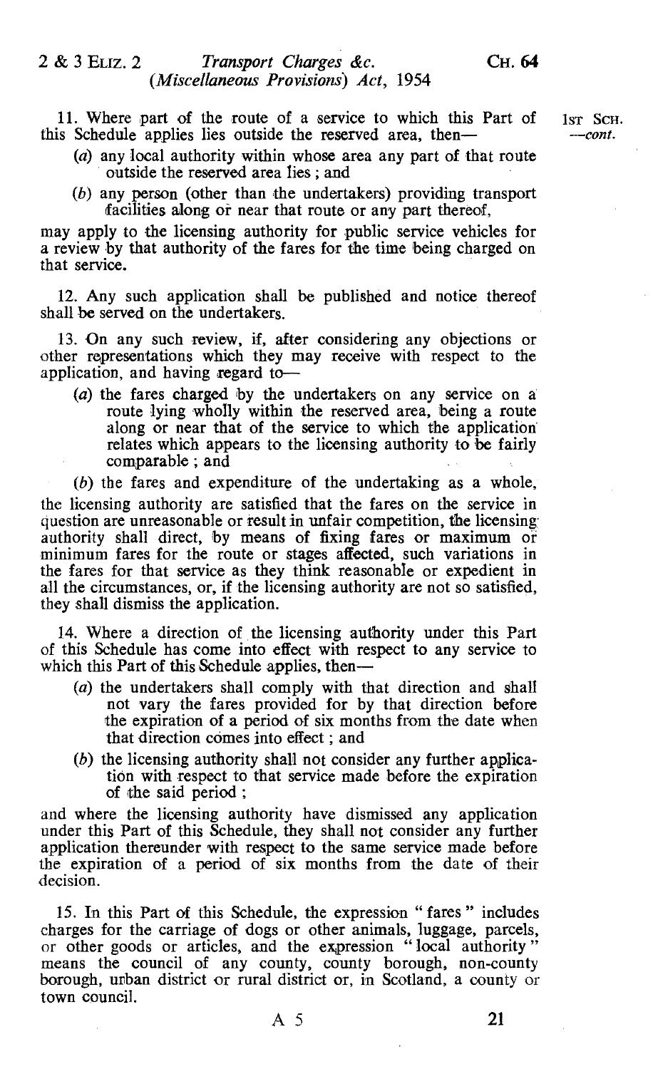11. Where part of the route of a service to which this Part of this Schedule applies lies outside the reserved area, then—

(a) any local authority within whose area any part of that route outside the reserved area lies; and

(b) any person (other than the undertakers) providing transport facilities along or near that route or any part thereof,

may apply to the licensing authority for public service vehicles for a review by that authority of the fares for the time being charged on that service.

12. Any such application shall be published and notice thereof shall be served on the undertakers.

13. On any such review, if, after considering any objections or other representations which they may receive with respect to the application, and having regard to—

(a) the fares charged by the undertakers on any service on a route lying wholly within the reserved area, being a route along or near that of the service to which the application relates which appears to the licensing authority to be fairly comparable; and

(b) the fares and expenditure of the undertaking as a whole,

the licensing authority are satisfied that the fares on the service in question are unreasonable or result in unfair competition, the licensing authority shall direct, by means of fixing fares or maximum or minimum fares for the route or stages affected, such variations in the fares for that service as they think reasonable or expedient in all the circumstances, or, if the licensing authority are not so satisfied, they shall dismiss the application.

14. Where a direction of the licensing authority under this Part of this Schedule has come into effect with respect to any service to which this Part of this Schedule applies, then—

(a) the undertakers shall comply with that direction and shall not vary the fares provided for by that direction before the expiration of a period of six months from the date when that direction comes into effect; and

(b) the licensing authority shall not consider any further application with respect to that service made before the expiration of the said period;

and where the licensing authority have dismissed any application under this Part of this Schedule, they shall not consider any further application thereunder with respect to the same service made before the expiration of a period of six months from the date of their decision.

15. In this Part of this Schedule, the expression "fares" includes charges for the carriage of dogs or other animals, luggage, parcels, or other goods or articles, and the expression "local authority" means the council of any county, county borough, non-county borough, urban district or rural district or, in Scotland, a county or town council.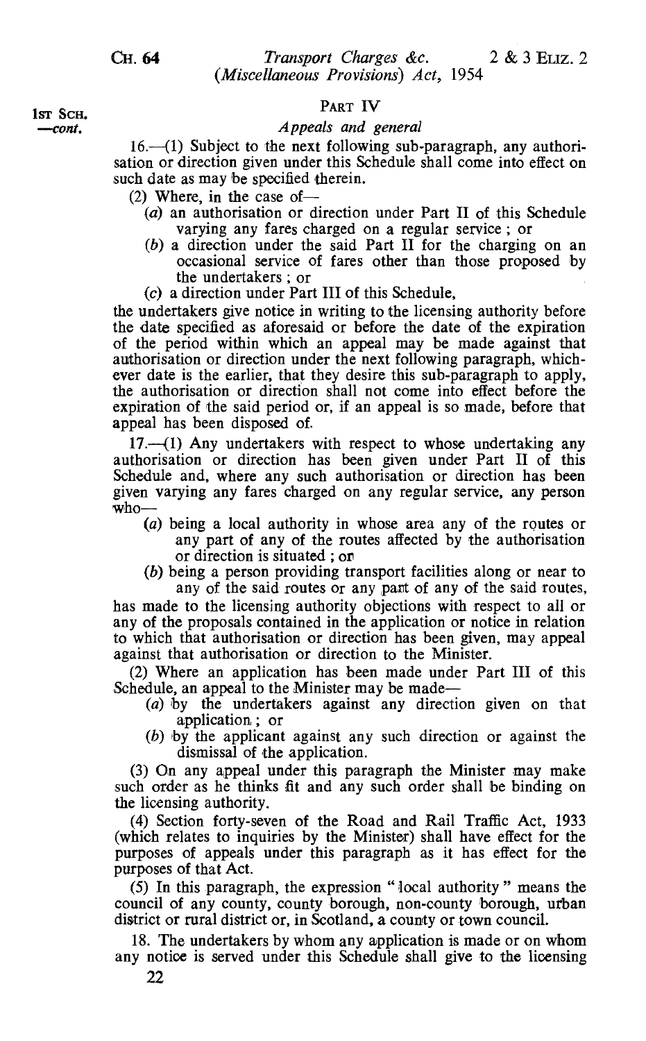1st Sch. —cont.

## PART IV

### *Appeals and general*

16.—(1) Subject to the next following sub-paragraph, any authorisation or direction given under this Schedule shall come into effect on such date as may be specified therein.

(2) Where, in the case of—

(*a*) an authorisation or direction under Part II of this Schedule varying any fares charged on a regular service ; or

(*b*) a direction under the said Part II for the charging on an occasional service of fares other than those proposed by the undertakers ; or

(*c*) a direction under Part III of this Schedule,

the undertakers give notice in writing to the licensing authority before the date specified as aforesaid or before the date of the expiration of the period within which an appeal may be made against that authorisation or direction under the next following paragraph, whichever date is the earlier, that they desire this sub-paragraph to apply, the authorisation or direction shall not come into effect before the expiration of the said period or, if an appeal is so made, before that appeal has been disposed of.

17.—(1) Any undertakers with respect to whose undertaking any authorisation or direction has been given under Part II of this Schedule and, where any such authorisation or direction has been given varying any fares charged on any regular service, any person who—

(*a*) being a local authority in whose area any of the routes or any part of any of the routes affected by the authorisation or direction is situated ; or

(*b*) being a person providing transport facilities along or near to any of the said routes or any part of any of the said routes,

has made to the licensing authority objections with respect to all or any of the proposals contained in the application or notice in relation to which that authorisation or direction has been given, may appeal against that authorisation or direction to the Minister.

(2) Where an application has been made under Part III of this Schedule, an appeal to the Minister may be made—

(*a*) by the undertakers against any direction given on that application ; or

(*b*) by the applicant against any such direction or against the dismissal of the application.

(3) On any appeal under this paragraph the Minister may make such order as he thinks fit and any such order shall be binding on the licensing authority.

(4) Section forty-seven of the Road and Rail Traffic Act, 1933 (which relates to inquiries by the Minister) shall have effect for the purposes of appeals under this paragraph as it has effect for the purposes of that Act.

(5) In this paragraph, the expression "local authority" means the council of any county, county borough, non-county borough, urban district or rural district or, in Scotland, a county or town council.

18. The undertakers by whom any application is made or on whom any notice is served under this Schedule shall give to the licensing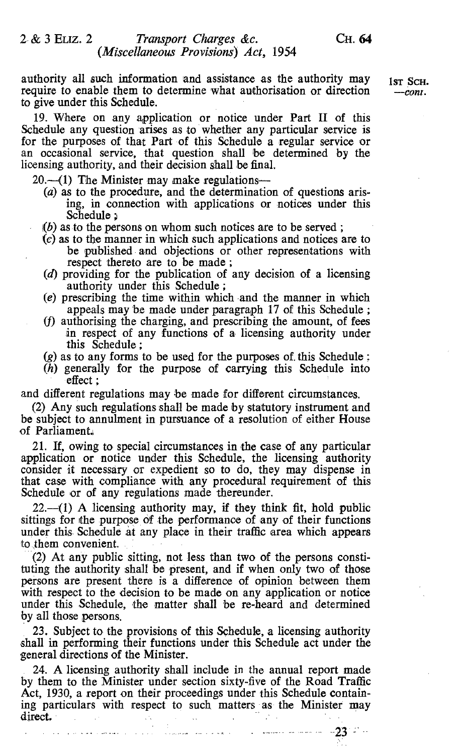authority all such information and assistance as the authority may require to enable them to determine what authorisation or direction to give under this Schedule.

19. Where on any application or notice under Part II of this Schedule any question arises as to whether any particular service is for the purposes of that Part of this Schedule a regular service or an occasional service, that question shall be determined by the licensing authority, and their decision shall be final.

20.—(1) The Minister may make regulations—

(*a*) as to the procedure, and the determination of questions arising, in connection with applications or notices under this Schedule;

(*b*) as to the persons on whom such notices are to be served;

(*c*) as to the manner in which such applications and notices are to be published and objections or other representations with respect thereto are to be made;

(*d*) providing for the publication of any decision of a licensing authority under this Schedule;

(*e*) prescribing the time within which and the manner in which appeals may be made under paragraph 17 of this Schedule;

(*f*) authorising the charging, and prescribing the amount, of fees in respect of any functions of a licensing authority under this Schedule;

(*g*) as to any forms to be used for the purposes of this Schedule;

(*h*) generally for the purpose of carrying this Schedule into effect;

and different regulations may be made for different circumstances.

(2) Any such regulations shall be made by statutory instrument and be subject to annulment in pursuance of a resolution of either House of Parliament.

21. If, owing to special circumstances in the case of any particular application or notice under this Schedule, the licensing authority consider it necessary or expedient so to do, they may dispense in that case with compliance with any procedural requirement of this Schedule or of any regulations made thereunder.

22.—(1) A licensing authority may, if they think fit, hold public sittings for the purpose of the performance of any of their functions under this Schedule at any place in their traffic area which appears to them convenient.

(2) At any public sitting, not less than two of the persons constituting the authority shall be present, and if when only two of those persons are present there is a difference of opinion between them with respect to the decision to be made on any application or notice under this Schedule, the matter shall be re-heard and determined by all those persons.

23. Subject to the provisions of this Schedule, a licensing authority shall in performing their functions under this Schedule act under the general directions of the Minister.

24. A licensing authority shall include in the annual report made by them to the Minister under section sixty-five of the Road Traffic Act, 1930, a report on their proceedings under this Schedule containing particulars with respect to such matters as the Minister may direct.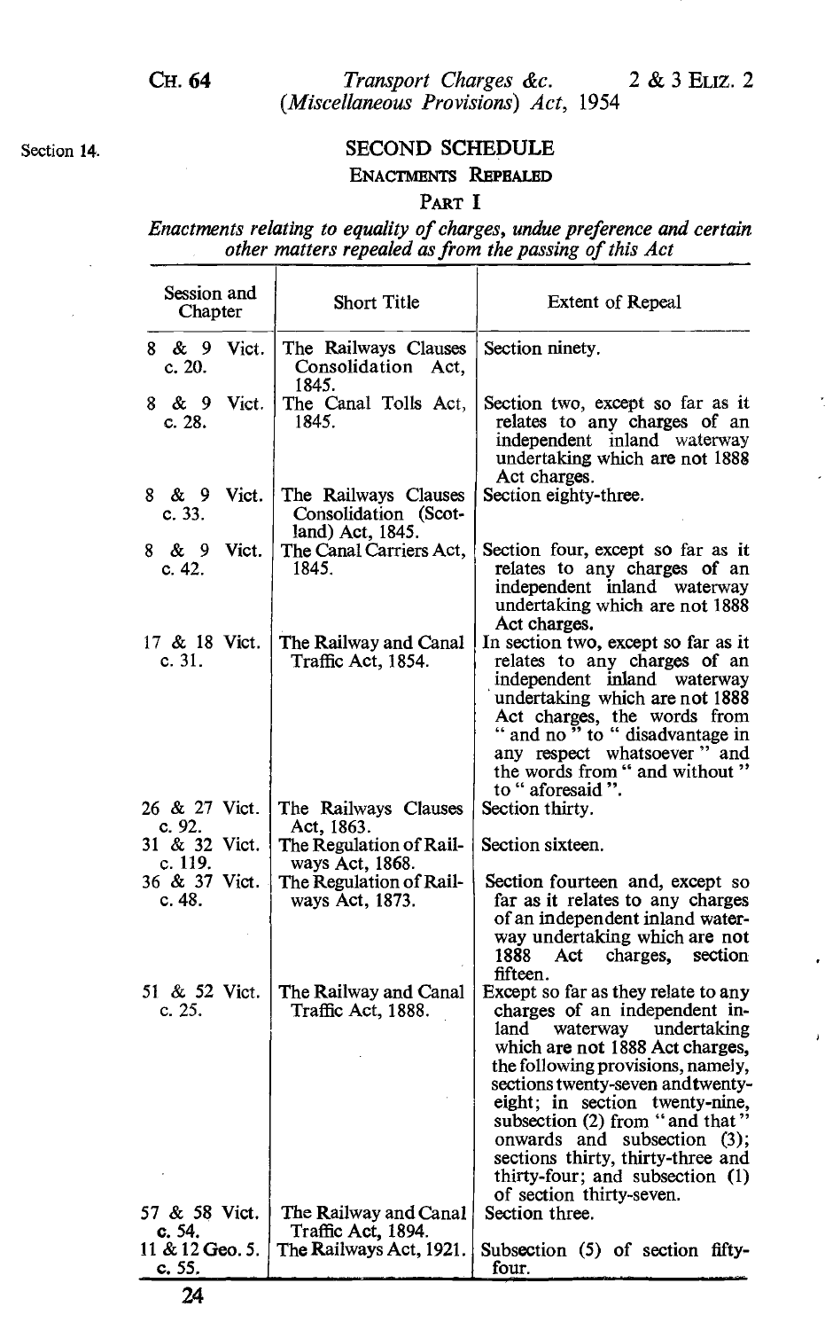Section 14.

## SECOND SCHEDULE

### ENACTMENTS REPEALED

#### PART I

*Enactments relating to equality of charges, undue preference and certain other matters repealed as from the passing of this Act*

| Session and Chapter | Short Title | Extent of Repeal |
|---|---|---|
| 8 & 9 Vict. c. 20. | The Railways Clauses Consolidation Act, 1845. | Section ninety. |
| 8 & 9 Vict. c. 28. | The Canal Tolls Act, 1845. | Section two, except so far as it relates to any charges of an independent inland waterway undertaking which are not 1888 Act charges. |
| 8 & 9 Vict. c. 33. | The Railways Clauses Consolidation (Scotland) Act, 1845. | Section eighty-three. |
| 8 & 9 Vict. c. 42. | The Canal Carriers Act, 1845. | Section four, except so far as it relates to any charges of an independent inland waterway undertaking which are not 1888 Act charges. |
| 17 & 18 Vict. c. 31. | The Railway and Canal Traffic Act, 1854. | In section two, except so far as it relates to any charges of an independent inland waterway undertaking which are not 1888 Act charges, the words from " and no " to " disadvantage in any respect whatsoever " and the words from " and without " to " aforesaid ". |
| 26 & 27 Vict. c. 92. | The Railways Clauses Act, 1863. | Section thirty. |
| 31 & 32 Vict. c. 119. | The Regulation of Railways Act, 1868. | Section sixteen. |
| 36 & 37 Vict. c. 48. | The Regulation of Railways Act, 1873. | Section fourteen and, except so far as it relates to any charges of an independent inland waterway undertaking which are not 1888 Act charges, section fifteen. |
| 51 & 52 Vict. c. 25. | The Railway and Canal Traffic Act, 1888. | Except so far as they relate to any charges of an independent inland waterway undertaking which are not 1888 Act charges, the following provisions, namely, sections twenty-seven and twenty-eight; in section twenty-nine, subsection (2) from " and that " onwards and subsection (3); sections thirty, thirty-three and thirty-four; and subsection (1) of section thirty-seven. |
| 57 & 58 Vict. c. 54. | The Railway and Canal Traffic Act, 1894. | Section three. |
| 11 & 12 Geo. 5. c. 55. | The Railways Act, 1921. | Subsection (5) of section fifty-four. |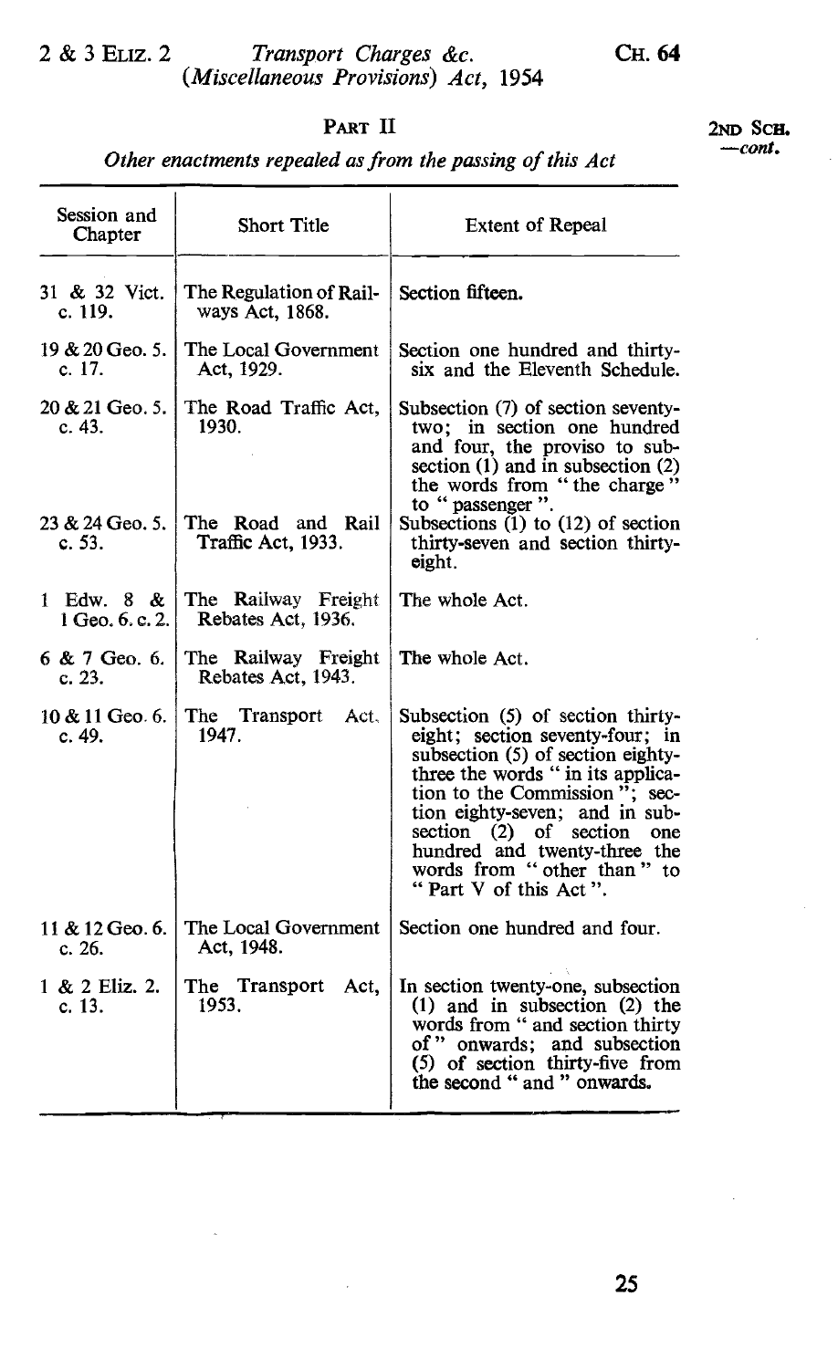## PART II

*Other enactments repealed as from the passing of this Act*

2ND SCH. —*cont.*

| Session and Chapter | Short Title | Extent of Repeal |
|---|---|---|
| 31 & 32 Vict. c. 119. | The Regulation of Railways Act, 1868. | Section fifteen. |
| 19 & 20 Geo. 5. c. 17. | The Local Government Act, 1929. | Section one hundred and thirty-six and the Eleventh Schedule. |
| 20 & 21 Geo. 5. c. 43. | The Road Traffic Act, 1930. | Subsection (7) of section seventy-two; in section one hundred and four, the proviso to subsection (1) and in subsection (2) the words from " the charge " to " passenger ". |
| 23 & 24 Geo. 5. c. 53. | The Road and Rail Traffic Act, 1933. | Subsections (1) to (12) of section thirty-seven and section thirty-eight. |
| 1 Edw. 8 & 1 Geo. 6. c. 2. | The Railway Freight Rebates Act, 1936. | The whole Act. |
| 6 & 7 Geo. 6. c. 23. | The Railway Freight Rebates Act, 1943. | The whole Act. |
| 10 & 11 Geo. 6. c. 49. | The Transport Act, 1947. | Subsection (5) of section thirty-eight; section seventy-four; in subsection (5) of section eighty-three the words " in its application to the Commission "; section eighty-seven; and in subsection (2) of section one hundred and twenty-three the words from " other than " to " Part V of this Act ". |
| 11 & 12 Geo. 6. c. 26. | The Local Government Act, 1948. | Section one hundred and four. |
| 1 & 2 Eliz. 2. c. 13. | The Transport Act, 1953. | In section twenty-one, subsection (1) and in subsection (2) the words from " and section thirty of " onwards; and subsection (5) of section thirty-five from the second " and " onwards. |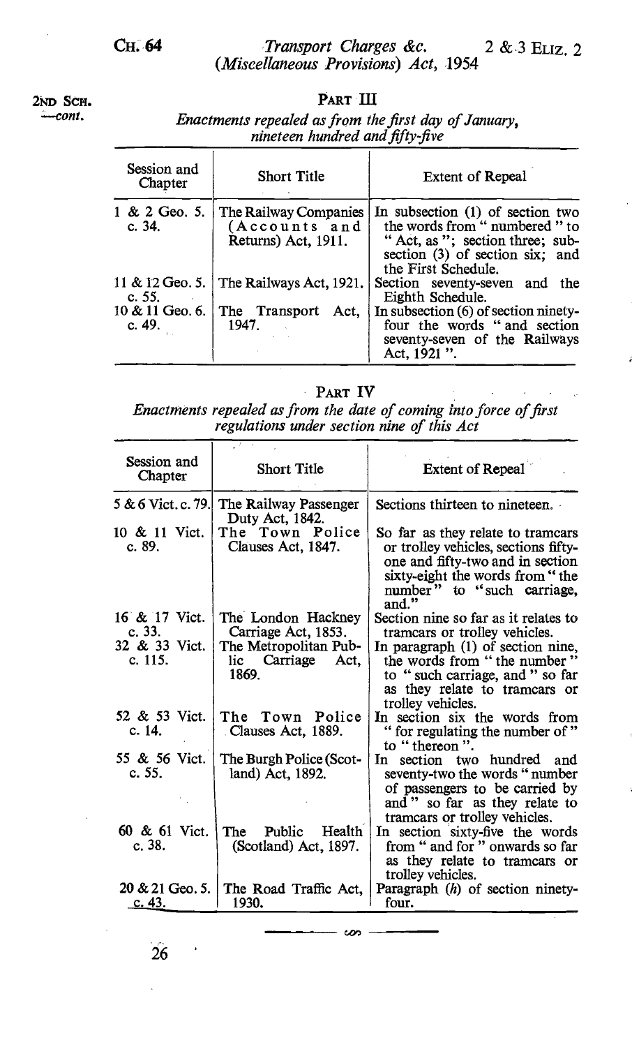2ND SCH. —cont.

## PART III

*Enactments repealed as from the first day of January, nineteen hundred and fifty-five*

| Session and Chapter | Short Title | Extent of Repeal |
|---|---|---|
| 1 & 2 Geo. 5. c. 34. | The Railway Companies (Accounts and Returns) Act, 1911. | In subsection (1) of section two the words from " numbered " to " Act, as "; section three; subsection (3) of section six; and the First Schedule. |
| 11 & 12 Geo. 5. c. 55. | The Railways Act, 1921. | Section seventy-seven and the Eighth Schedule. |
| 10 & 11 Geo. 6. c. 49. | The Transport Act, 1947. | In subsection (6) of section ninety-four the words " and section seventy-seven of the Railways Act, 1921 ". |

## PART IV

*Enactments repealed as from the date of coming into force of first regulations under section nine of this Act*

| Session and Chapter | Short Title | Extent of Repeal |
|---|---|---|
| 5 & 6 Vict. c. 79. | The Railway Passenger Duty Act, 1842. | Sections thirteen to nineteen. |
| 10 & 11 Vict. c. 89. | The Town Police Clauses Act, 1847. | So far as they relate to tramcars or trolley vehicles, sections fifty-one and fifty-two and in section sixty-eight the words from " the number " to " such carriage, and." |
| 16 & 17 Vict. c. 33. | The London Hackney Carriage Act, 1853. | Section nine so far as it relates to tramcars or trolley vehicles. |
| 32 & 33 Vict. c. 115. | The Metropolitan Public Carriage Act, 1869. | In paragraph (1) of section nine, the words from " the number " to " such carriage, and " so far as they relate to tramcars or trolley vehicles. |
| 52 & 53 Vict. c. 14. | The Town Police Clauses Act, 1889. | In section six the words from " for regulating the number of " to " thereon ". |
| 55 & 56 Vict. c. 55. | The Burgh Police (Scotland) Act, 1892. | In section two hundred and seventy-two the words " number of passengers to be carried by and " so far as they relate to tramcars or trolley vehicles. |
| 60 & 61 Vict. c. 38. | The Public Health (Scotland) Act, 1897. | In section sixty-five the words from " and for " onwards so far as they relate to tramcars or trolley vehicles. |
| 20 & 21 Geo. 5. c. 43. | The Road Traffic Act, 1930. | Paragraph (*h*) of section ninety-four. |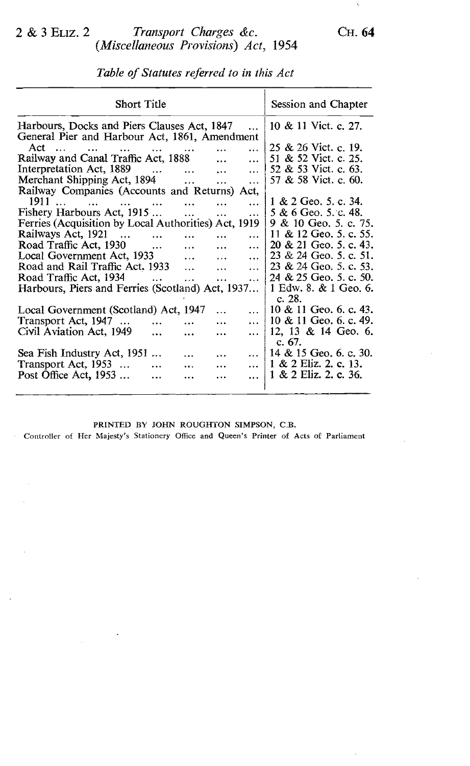*Table of Statutes referred to in this Act*

| Short Title | Session and Chapter |
|---|---|
| Harbours, Docks and Piers Clauses Act, 1847 | 10 & 11 Vict. c. 27. |
| General Pier and Harbour Act, 1861, Amendment Act | 25 & 26 Vict. c. 19. |
| Railway and Canal Traffic Act, 1888 | 51 & 52 Vict. c. 25. |
| Interpretation Act, 1889 | 52 & 53 Vict. c. 63. |
| Merchant Shipping Act, 1894 | 57 & 58 Vict. c. 60. |
| Railway Companies (Accounts and Returns) Act, 1911 | 1 & 2 Geo. 5. c. 34. |
| Fishery Harbours Act, 1915 | 5 & 6 Geo. 5. c. 48. |
| Ferries (Acquisition by Local Authorities) Act, 1919 | 9 & 10 Geo. 5. c. 75. |
| Railways Act, 1921 | 11 & 12 Geo. 5. c. 55. |
| Road Traffic Act, 1930 | 20 & 21 Geo. 5. c. 43. |
| Local Government Act, 1933 | 23 & 24 Geo. 5. c. 51. |
| Road and Rail Traffic Act, 1933 | 23 & 24 Geo. 5. c. 53. |
| Road Traffic Act, 1934 | 24 & 25 Geo. 5. c. 50. |
| Harbours, Piers and Ferries (Scotland) Act, 1937 | 1 Edw. 8. & 1 Geo. 6. c. 28. |
| Local Government (Scotland) Act, 1947 | 10 & 11 Geo. 6. c. 43. |
| Transport Act, 1947 | 10 & 11 Geo. 6. c. 49. |
| Civil Aviation Act, 1949 | 12, 13 & 14 Geo. 6. c. 67. |
| Sea Fish Industry Act, 1951 | 14 & 15 Geo. 6. c. 30. |
| Transport Act, 1953 | 1 & 2 Eliz. 2. c. 13. |
| Post Office Act, 1953 | 1 & 2 Eliz. 2. c. 36. |

PRINTED BY JOHN ROUGHTON SIMPSON, C.B.
Controller of Her Majesty's Stationery Office and Queen's Printer of Acts of Parliament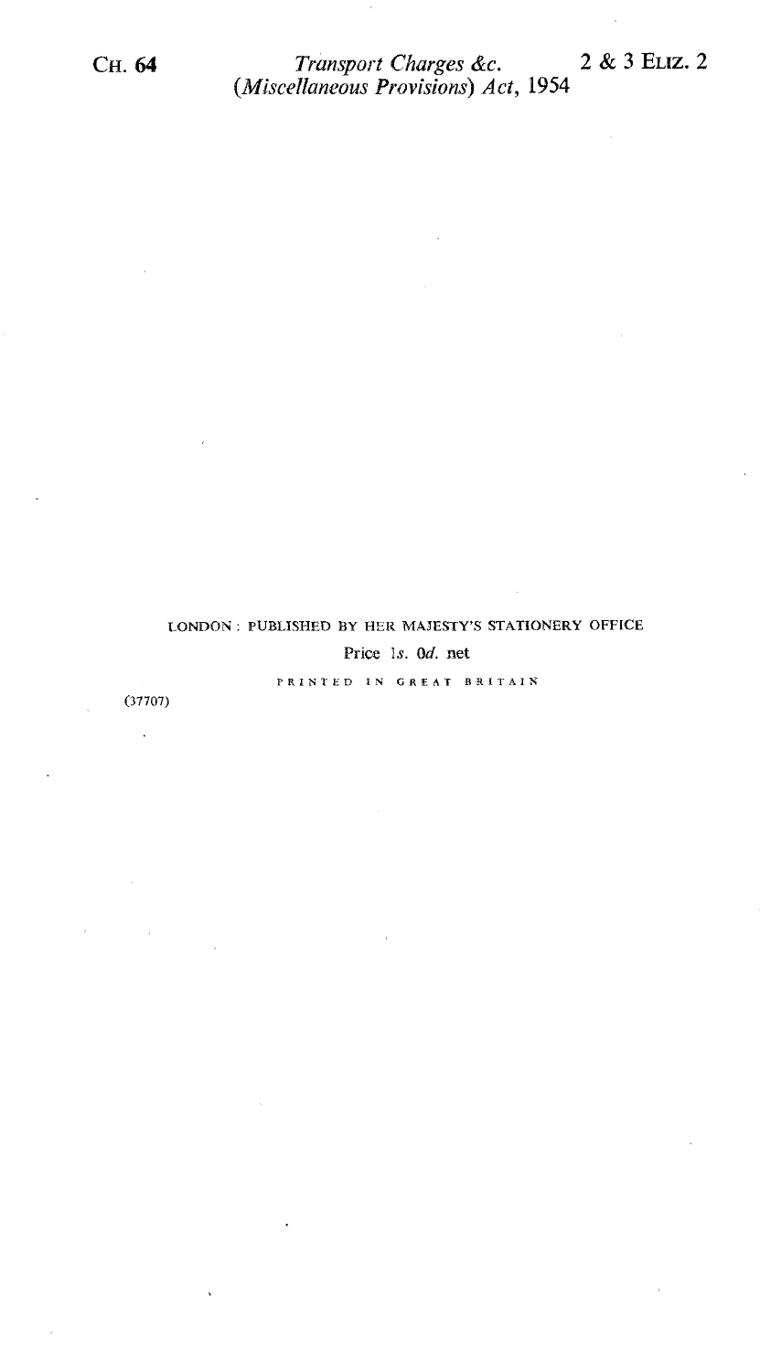LONDON : PUBLISHED BY HER MAJESTY'S STATIONERY OFFICE

Price 1*s*. 0*d*. net

PRINTED IN GREAT BRITAIN

(37707)